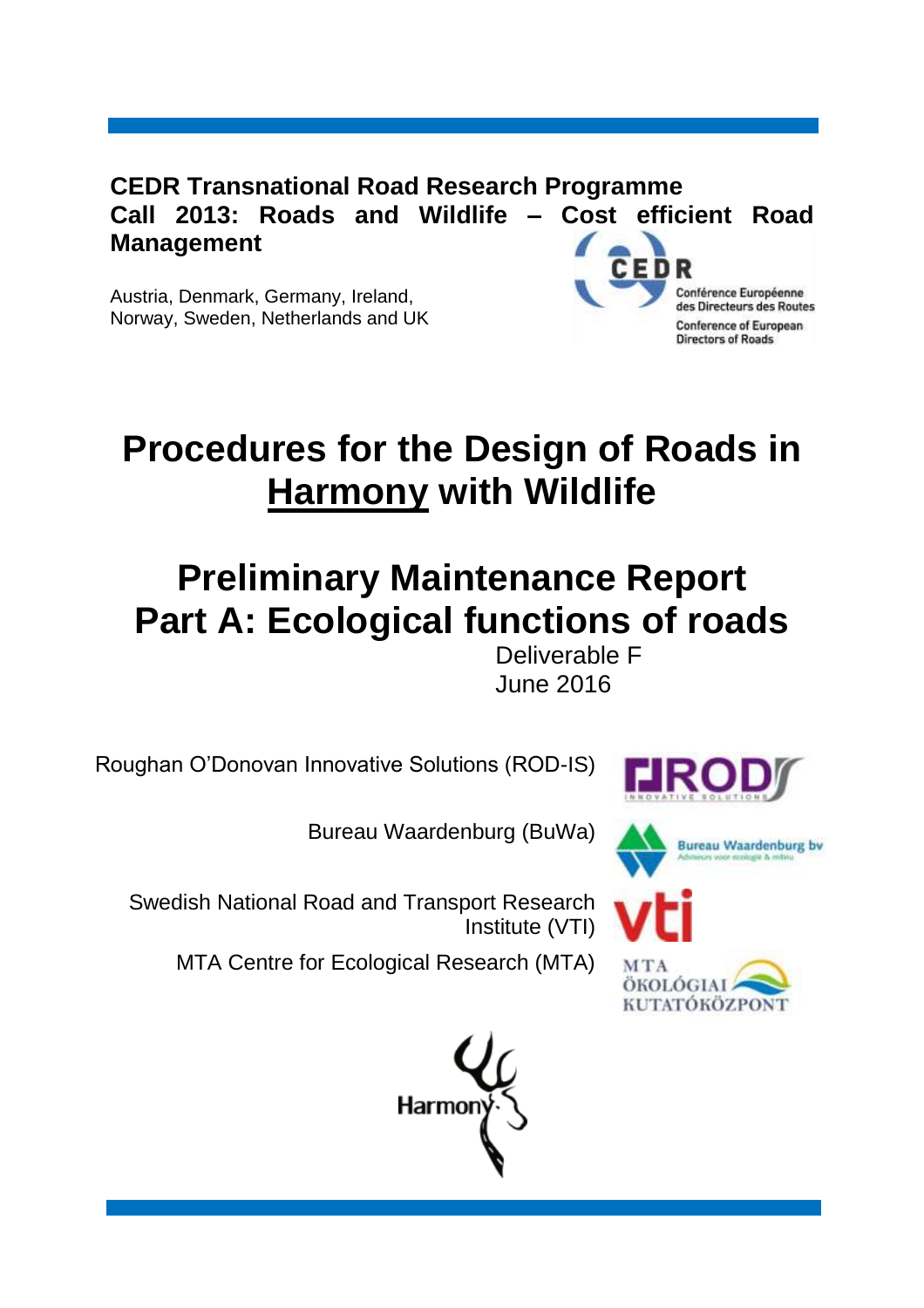**CEDR Transnational Road Research Programme**
**Call 2013: Roads and Wildlife – Cost efficient Road Management**

Austria, Denmark, Germany, Ireland, Norway, Sweden, Netherlands and UK

CEDR
Conférence Européenne des Directeurs des Routes
Conference of European Directors of Roads

# Procedures for the Design of Roads in Harmony with Wildlife

# Preliminary Maintenance Report Part A: Ecological functions of roads

Deliverable F
June 2016

Roughan O'Donovan Innovative Solutions (ROD-IS)

Bureau Waardenburg (BuWa)

Swedish National Road and Transport Research Institute (VTI)

MTA Centre for Ecological Research (MTA)

Harmony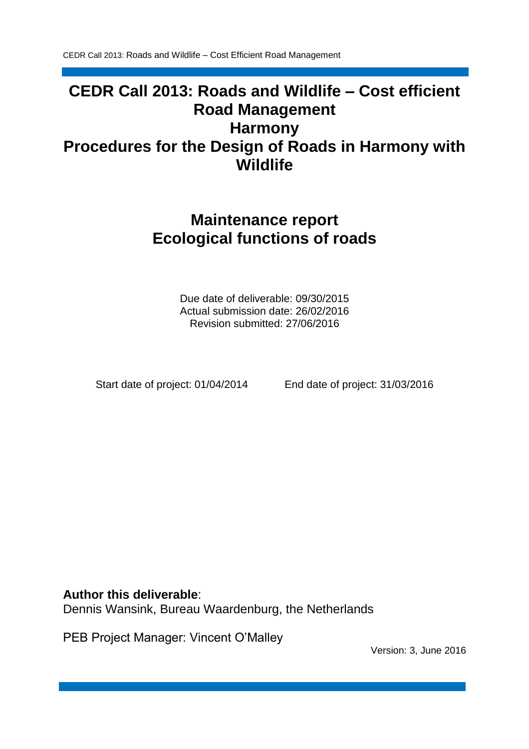# CEDR Call 2013: Roads and Wildlife – Cost efficient Road Management
# Harmony
# Procedures for the Design of Roads in Harmony with Wildlife

## Maintenance report
## Ecological functions of roads

Due date of deliverable: 09/30/2015
Actual submission date: 26/02/2016
Revision submitted: 27/06/2016

Start date of project: 01/04/2014 End date of project: 31/03/2016

**Author this deliverable**:
Dennis Wansink, Bureau Waardenburg, the Netherlands

PEB Project Manager: Vincent O'Malley

Version: 3, June 2016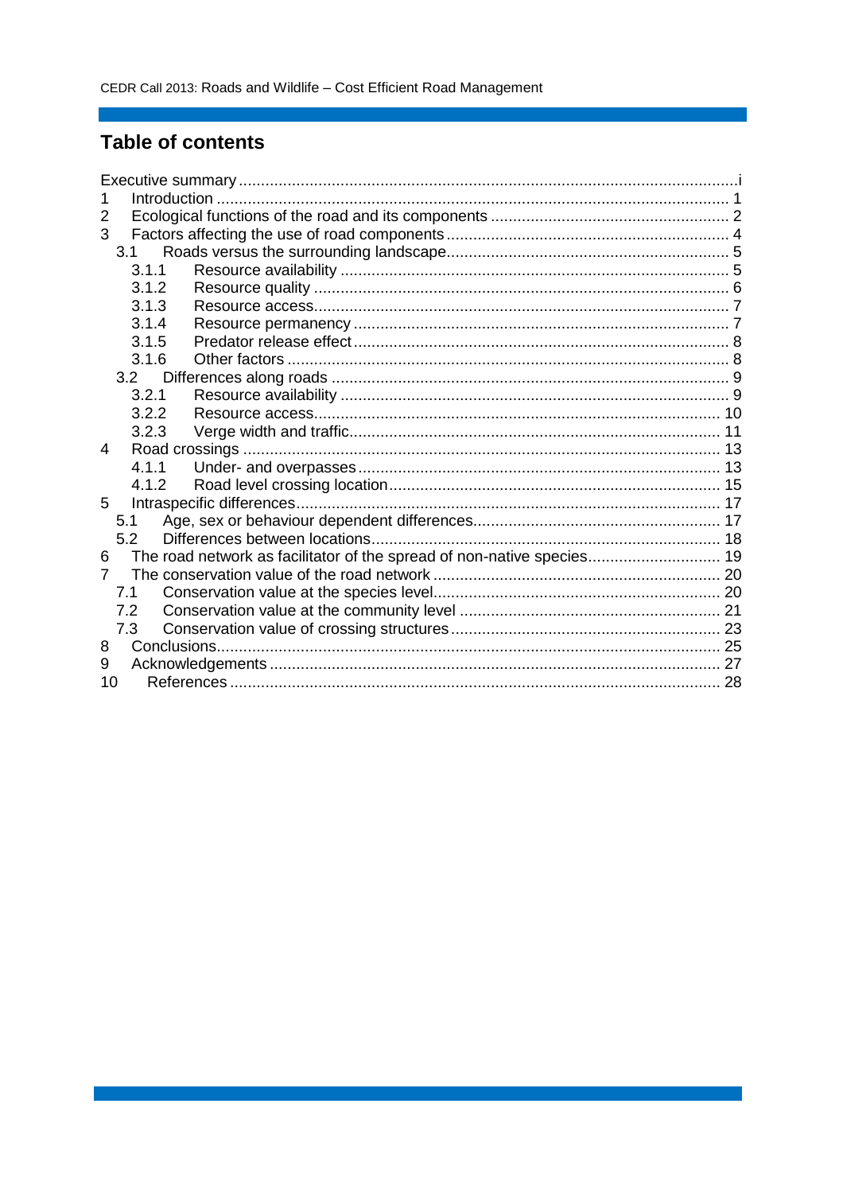# Table of contents

Executive summary ........................................................................................................i
1 Introduction ......................................................................................................... 1
2 Ecological functions of the road and its components ........................................ 2
3 Factors affecting the use of road components ................................................... 4
  3.1 Roads versus the surrounding landscape ..................................................... 5
    3.1.1 Resource availability .............................................................................. 5
    3.1.2 Resource quality ..................................................................................... 6
    3.1.3 Resource access ..................................................................................... 7
    3.1.4 Resource permanency ............................................................................ 7
    3.1.5 Predator release effect ........................................................................... 8
    3.1.6 Other factors ........................................................................................... 8
  3.2 Differences along roads ................................................................................. 9
    3.2.1 Resource availability .............................................................................. 9
    3.2.2 Resource access ................................................................................... 10
    3.2.3 Verge width and traffic .......................................................................... 11
4 Road crossings .................................................................................................. 13
    4.1.1 Under- and overpasses ......................................................................... 13
    4.1.2 Road level crossing location .................................................................. 15
5 Intraspecific differences ..................................................................................... 17
  5.1 Age, sex or behaviour dependent differences .............................................. 17
  5.2 Differences between locations ...................................................................... 18
6 The road network as facilitator of the spread of non-native species .................. 19
7 The conservation value of the road network ...................................................... 20
  7.1 Conservation value at the species level ........................................................ 20
  7.2 Conservation value at the community level .................................................. 21
  7.3 Conservation value of crossing structures .................................................... 23
8 Conclusions ........................................................................................................ 25
9 Acknowledgements ............................................................................................ 27
10 References ........................................................................................................ 28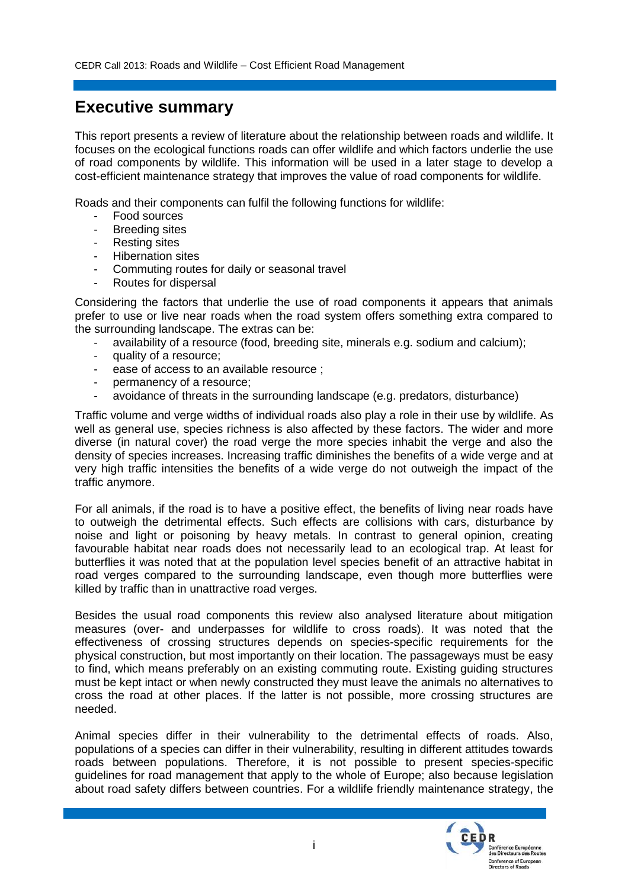# Executive summary

This report presents a review of literature about the relationship between roads and wildlife. It focuses on the ecological functions roads can offer wildlife and which factors underlie the use of road components by wildlife. This information will be used in a later stage to develop a cost-efficient maintenance strategy that improves the value of road components for wildlife.

Roads and their components can fulfil the following functions for wildlife:

- Food sources
- Breeding sites
- Resting sites
- Hibernation sites
- Commuting routes for daily or seasonal travel
- Routes for dispersal

Considering the factors that underlie the use of road components it appears that animals prefer to use or live near roads when the road system offers something extra compared to the surrounding landscape. The extras can be:

- availability of a resource (food, breeding site, minerals e.g. sodium and calcium);
- quality of a resource;
- ease of access to an available resource ;
- permanency of a resource;
- avoidance of threats in the surrounding landscape (e.g. predators, disturbance)

Traffic volume and verge widths of individual roads also play a role in their use by wildlife. As well as general use, species richness is also affected by these factors. The wider and more diverse (in natural cover) the road verge the more species inhabit the verge and also the density of species increases. Increasing traffic diminishes the benefits of a wide verge and at very high traffic intensities the benefits of a wide verge do not outweigh the impact of the traffic anymore.

For all animals, if the road is to have a positive effect, the benefits of living near roads have to outweigh the detrimental effects. Such effects are collisions with cars, disturbance by noise and light or poisoning by heavy metals. In contrast to general opinion, creating favourable habitat near roads does not necessarily lead to an ecological trap. At least for butterflies it was noted that at the population level species benefit of an attractive habitat in road verges compared to the surrounding landscape, even though more butterflies were killed by traffic than in unattractive road verges.

Besides the usual road components this review also analysed literature about mitigation measures (over- and underpasses for wildlife to cross roads). It was noted that the effectiveness of crossing structures depends on species-specific requirements for the physical construction, but most importantly on their location. The passageways must be easy to find, which means preferably on an existing commuting route. Existing guiding structures must be kept intact or when newly constructed they must leave the animals no alternatives to cross the road at other places. If the latter is not possible, more crossing structures are needed.

Animal species differ in their vulnerability to the detrimental effects of roads. Also, populations of a species can differ in their vulnerability, resulting in different attitudes towards roads between populations. Therefore, it is not possible to present species-specific guidelines for road management that apply to the whole of Europe; also because legislation about road safety differs between countries. For a wildlife friendly maintenance strategy, the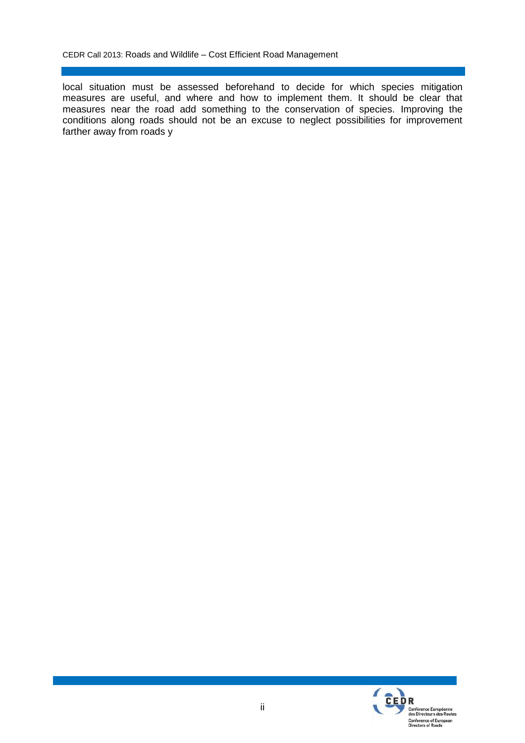local situation must be assessed beforehand to decide for which species mitigation measures are useful, and where and how to implement them. It should be clear that measures near the road add something to the conservation of species. Improving the conditions along roads should not be an excuse to neglect possibilities for improvement farther away from roads y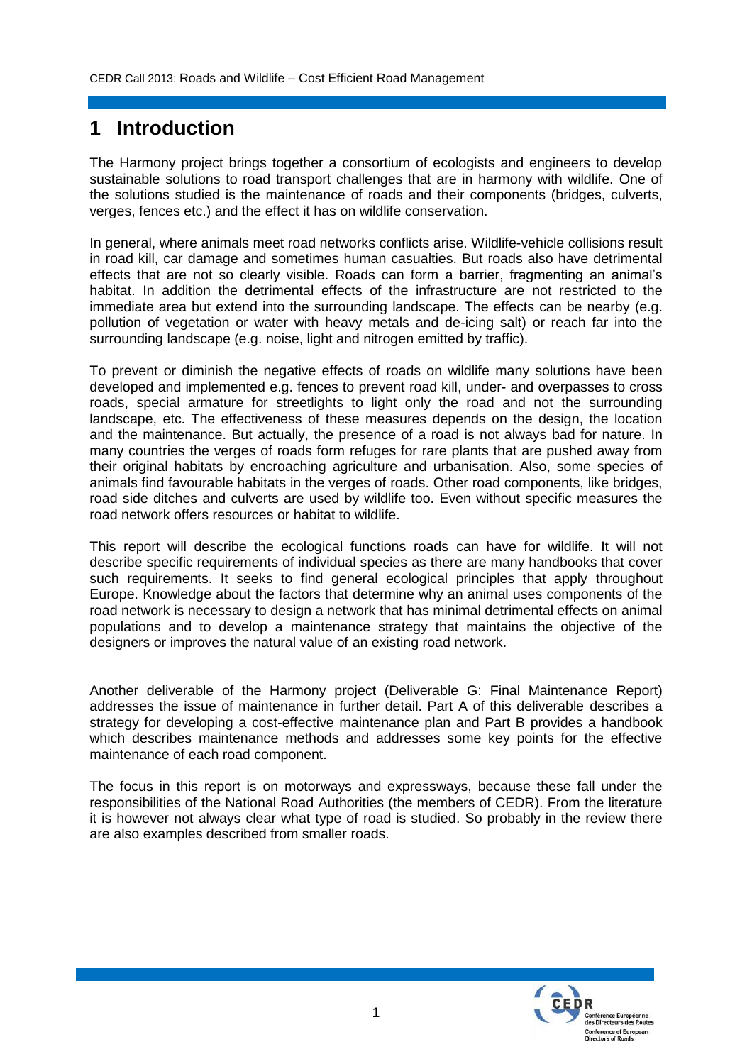# 1 Introduction

The Harmony project brings together a consortium of ecologists and engineers to develop sustainable solutions to road transport challenges that are in harmony with wildlife. One of the solutions studied is the maintenance of roads and their components (bridges, culverts, verges, fences etc.) and the effect it has on wildlife conservation.

In general, where animals meet road networks conflicts arise. Wildlife-vehicle collisions result in road kill, car damage and sometimes human casualties. But roads also have detrimental effects that are not so clearly visible. Roads can form a barrier, fragmenting an animal's habitat. In addition the detrimental effects of the infrastructure are not restricted to the immediate area but extend into the surrounding landscape. The effects can be nearby (e.g. pollution of vegetation or water with heavy metals and de-icing salt) or reach far into the surrounding landscape (e.g. noise, light and nitrogen emitted by traffic).

To prevent or diminish the negative effects of roads on wildlife many solutions have been developed and implemented e.g. fences to prevent road kill, under- and overpasses to cross roads, special armature for streetlights to light only the road and not the surrounding landscape, etc. The effectiveness of these measures depends on the design, the location and the maintenance. But actually, the presence of a road is not always bad for nature. In many countries the verges of roads form refuges for rare plants that are pushed away from their original habitats by encroaching agriculture and urbanisation. Also, some species of animals find favourable habitats in the verges of roads. Other road components, like bridges, road side ditches and culverts are used by wildlife too. Even without specific measures the road network offers resources or habitat to wildlife.

This report will describe the ecological functions roads can have for wildlife. It will not describe specific requirements of individual species as there are many handbooks that cover such requirements. It seeks to find general ecological principles that apply throughout Europe. Knowledge about the factors that determine why an animal uses components of the road network is necessary to design a network that has minimal detrimental effects on animal populations and to develop a maintenance strategy that maintains the objective of the designers or improves the natural value of an existing road network.

Another deliverable of the Harmony project (Deliverable G: Final Maintenance Report) addresses the issue of maintenance in further detail. Part A of this deliverable describes a strategy for developing a cost-effective maintenance plan and Part B provides a handbook which describes maintenance methods and addresses some key points for the effective maintenance of each road component.

The focus in this report is on motorways and expressways, because these fall under the responsibilities of the National Road Authorities (the members of CEDR). From the literature it is however not always clear what type of road is studied. So probably in the review there are also examples described from smaller roads.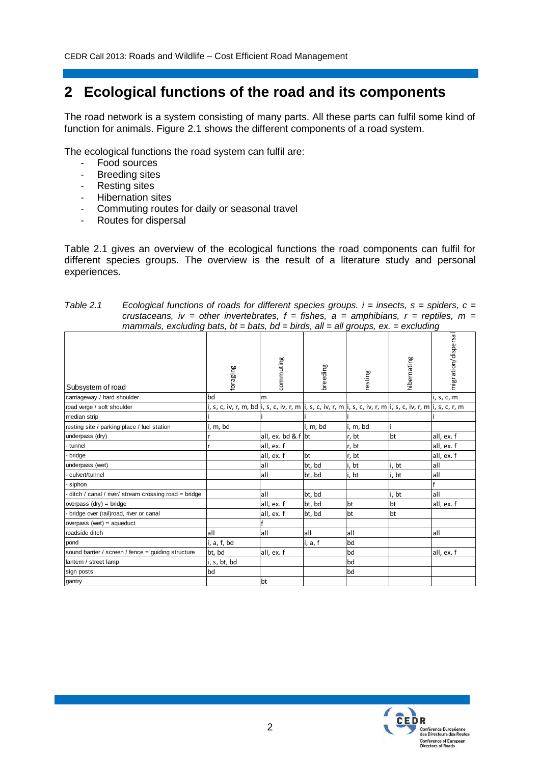# 2 Ecological functions of the road and its components

The road network is a system consisting of many parts. All these parts can fulfil some kind of function for animals. Figure 2.1 shows the different components of a road system.

The ecological functions the road system can fulfil are:

- Food sources
- Breeding sites
- Resting sites
- Hibernation sites
- Commuting routes for daily or seasonal travel
- Routes for dispersal

Table 2.1 gives an overview of the ecological functions the road components can fulfil for different species groups. The overview is the result of a literature study and personal experiences.

*Table 2.1 Ecological functions of roads for different species groups. i = insects, s = spiders, c = crustaceans, iv = other invertebrates, f = fishes, a = amphibians, r = reptiles, m = mammals, excluding bats, bt = bats, bd = birds, all = all groups, ex. = excluding*

| Subsystem of road | foraging | commuting | breeding | resting | hibernating | migration/dispersal |
|---|---|---|---|---|---|---|
| carriageway / hard shoulder | bd | m | | | | i, s, c, m |
| road verge / soft shoulder | i, s, c, iv, r, m, bd | i, s, c, iv, r, m | i, s, c, iv, r, m | i, s, c, iv, r, m | i, s, c, iv, r, m | i, s, c, r, m |
| median strip | i | i | i | i | | i |
| resting site / parking place / fuel station | i, m, bd | | i, m, bd | i, m, bd | i | |
| underpass (dry) | r | all, ex. bd & f | bt | r, bt | bt | all, ex. f |
| - tunnel | r | all, ex. f | | r, bt | | all, ex. f |
| - bridge | | all, ex. f | bt | r, bt | | all, ex. f |
| underpass (wet) | | all | bt, bd | i, bt | i, bt | all |
| - culvert/tunnel | | all | bt, bd | i, bt | i, bt | all |
| - siphon | | | | | | f |
| - ditch / canal / river/ stream crossing road = bridge | | all | bt, bd | | i, bt | all |
| overpass (dry) = bridge | | all, ex. f | bt, bd | bt | bt | all, ex. f |
| - bridge over (rail)road, river or canal | | all, ex. f | bt, bd | bt | bt | |
| overpass (wet) = aqueduct | | f | | | | |
| roadside ditch | all | all | all | all | | all |
| pond | i, a, f, bd | | i, a, f | bd | | |
| sound barrier / screen / fence = guiding structure | bt, bd | all, ex. f | | bd | | all, ex. f |
| lantern / street lamp | i, s, bt, bd | | | bd | | |
| sign posts | bd | | | bd | | |
| gantry | | bt | | | | |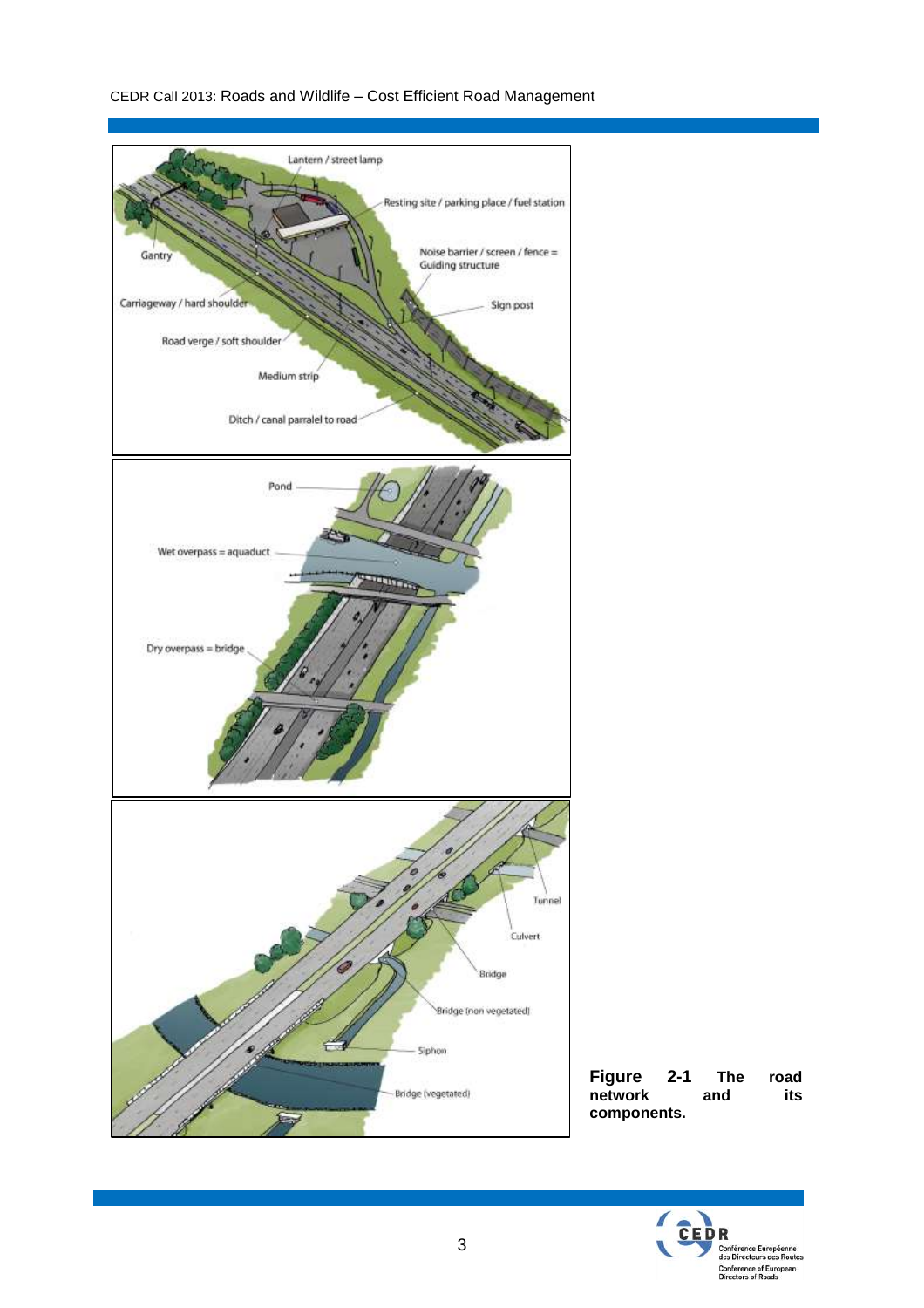Figure 2-1 The road network and its components.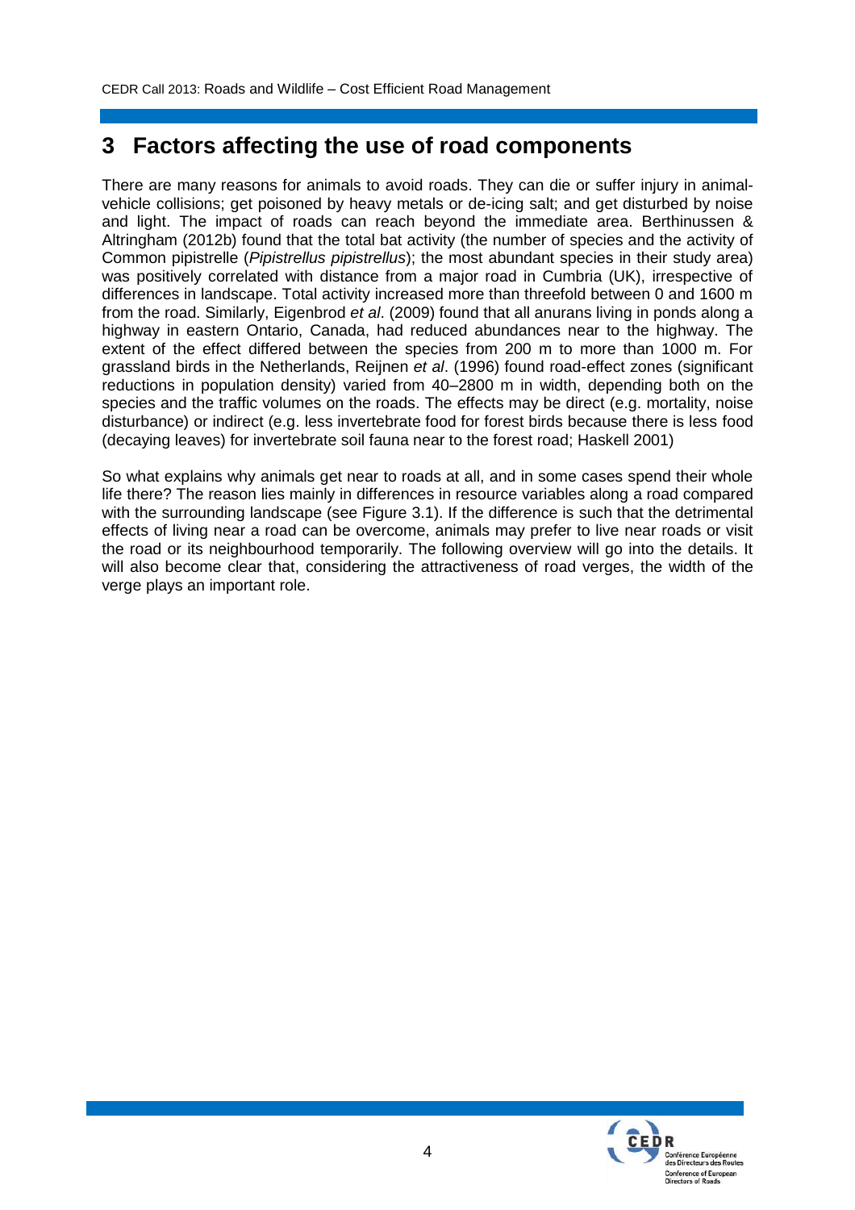# 3 Factors affecting the use of road components

There are many reasons for animals to avoid roads. They can die or suffer injury in animal-vehicle collisions; get poisoned by heavy metals or de-icing salt; and get disturbed by noise and light. The impact of roads can reach beyond the immediate area. Berthinussen & Altringham (2012b) found that the total bat activity (the number of species and the activity of Common pipistrelle (*Pipistrellus pipistrellus*); the most abundant species in their study area) was positively correlated with distance from a major road in Cumbria (UK), irrespective of differences in landscape. Total activity increased more than threefold between 0 and 1600 m from the road. Similarly, Eigenbrod *et al*. (2009) found that all anurans living in ponds along a highway in eastern Ontario, Canada, had reduced abundances near to the highway. The extent of the effect differed between the species from 200 m to more than 1000 m. For grassland birds in the Netherlands, Reijnen *et al*. (1996) found road-effect zones (significant reductions in population density) varied from 40–2800 m in width, depending both on the species and the traffic volumes on the roads. The effects may be direct (e.g. mortality, noise disturbance) or indirect (e.g. less invertebrate food for forest birds because there is less food (decaying leaves) for invertebrate soil fauna near to the forest road; Haskell 2001)

So what explains why animals get near to roads at all, and in some cases spend their whole life there? The reason lies mainly in differences in resource variables along a road compared with the surrounding landscape (see Figure 3.1). If the difference is such that the detrimental effects of living near a road can be overcome, animals may prefer to live near roads or visit the road or its neighbourhood temporarily. The following overview will go into the details. It will also become clear that, considering the attractiveness of road verges, the width of the verge plays an important role.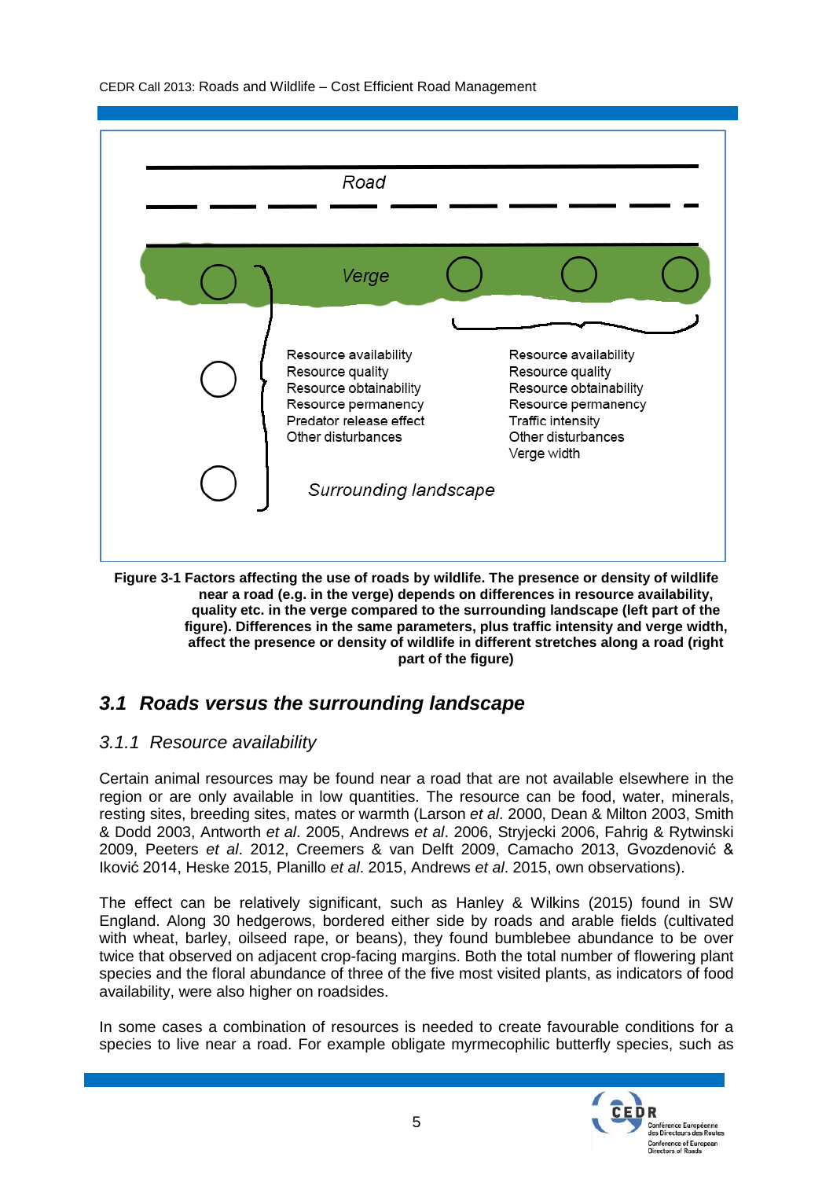Road

Verge

Resource availability
Resource quality
Resource obtainability
Resource permanency
Predator release effect
Other disturbances

Resource availability
Resource quality
Resource obtainability
Resource permanency
Traffic intensity
Other disturbances
Verge width

Surrounding landscape

**Figure 3-1 Factors affecting the use of roads by wildlife. The presence or density of wildlife near a road (e.g. in the verge) depends on differences in resource availability, quality etc. in the verge compared to the surrounding landscape (left part of the figure). Differences in the same parameters, plus traffic intensity and verge width, affect the presence or density of wildlife in different stretches along a road (right part of the figure)**

## *3.1 Roads versus the surrounding landscape*

### *3.1.1 Resource availability*

Certain animal resources may be found near a road that are not available elsewhere in the region or are only available in low quantities. The resource can be food, water, minerals, resting sites, breeding sites, mates or warmth (Larson *et al*. 2000, Dean & Milton 2003, Smith & Dodd 2003, Antworth *et al*. 2005, Andrews *et al*. 2006, Stryjecki 2006, Fahrig & Rytwinski 2009, Peeters *et al*. 2012, Creemers & van Delft 2009, Camacho 2013, Gvozdenović & Iković 2014, Heske 2015, Planillo *et al*. 2015, Andrews *et al*. 2015, own observations).

The effect can be relatively significant, such as Hanley & Wilkins (2015) found in SW England. Along 30 hedgerows, bordered either side by roads and arable fields (cultivated with wheat, barley, oilseed rape, or beans), they found bumblebee abundance to be over twice that observed on adjacent crop-facing margins. Both the total number of flowering plant species and the floral abundance of three of the five most visited plants, as indicators of food availability, were also higher on roadsides.

In some cases a combination of resources is needed to create favourable conditions for a species to live near a road. For example obligate myrmecophilic butterfly species, such as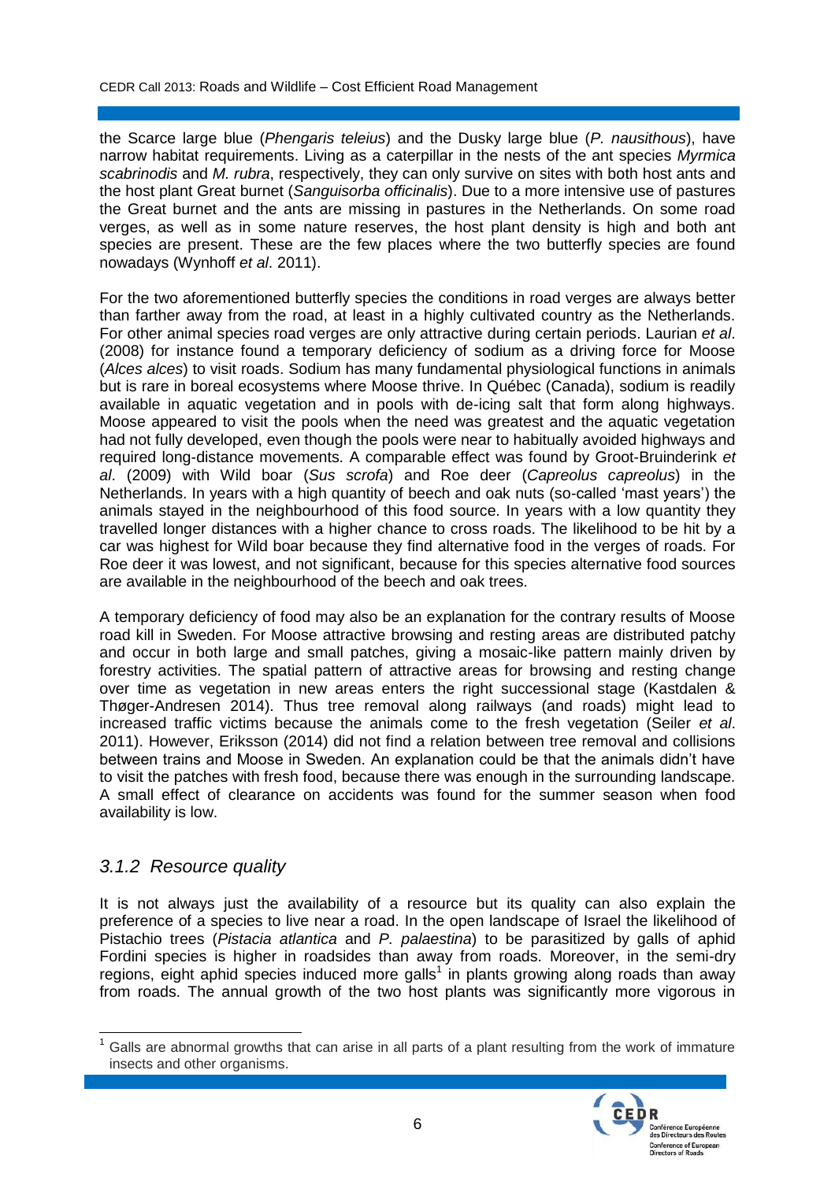the Scarce large blue (*Phengaris teleius*) and the Dusky large blue (*P. nausithous*), have narrow habitat requirements. Living as a caterpillar in the nests of the ant species *Myrmica scabrinodis* and *M. rubra*, respectively, they can only survive on sites with both host ants and the host plant Great burnet (*Sanguisorba officinalis*). Due to a more intensive use of pastures the Great burnet and the ants are missing in pastures in the Netherlands. On some road verges, as well as in some nature reserves, the host plant density is high and both ant species are present. These are the few places where the two butterfly species are found nowadays (Wynhoff *et al*. 2011).

For the two aforementioned butterfly species the conditions in road verges are always better than farther away from the road, at least in a highly cultivated country as the Netherlands. For other animal species road verges are only attractive during certain periods. Laurian *et al*. (2008) for instance found a temporary deficiency of sodium as a driving force for Moose (*Alces alces*) to visit roads. Sodium has many fundamental physiological functions in animals but is rare in boreal ecosystems where Moose thrive. In Québec (Canada), sodium is readily available in aquatic vegetation and in pools with de-icing salt that form along highways. Moose appeared to visit the pools when the need was greatest and the aquatic vegetation had not fully developed, even though the pools were near to habitually avoided highways and required long-distance movements. A comparable effect was found by Groot-Bruinderink *et al*. (2009) with Wild boar (*Sus scrofa*) and Roe deer (*Capreolus capreolus*) in the Netherlands. In years with a high quantity of beech and oak nuts (so-called 'mast years') the animals stayed in the neighbourhood of this food source. In years with a low quantity they travelled longer distances with a higher chance to cross roads. The likelihood to be hit by a car was highest for Wild boar because they find alternative food in the verges of roads. For Roe deer it was lowest, and not significant, because for this species alternative food sources are available in the neighbourhood of the beech and oak trees.

A temporary deficiency of food may also be an explanation for the contrary results of Moose road kill in Sweden. For Moose attractive browsing and resting areas are distributed patchy and occur in both large and small patches, giving a mosaic-like pattern mainly driven by forestry activities. The spatial pattern of attractive areas for browsing and resting change over time as vegetation in new areas enters the right successional stage (Kastdalen & Thøger-Andresen 2014). Thus tree removal along railways (and roads) might lead to increased traffic victims because the animals come to the fresh vegetation (Seiler *et al*. 2011). However, Eriksson (2014) did not find a relation between tree removal and collisions between trains and Moose in Sweden. An explanation could be that the animals didn't have to visit the patches with fresh food, because there was enough in the surrounding landscape. A small effect of clearance on accidents was found for the summer season when food availability is low.

### *3.1.2 Resource quality*

It is not always just the availability of a resource but its quality can also explain the preference of a species to live near a road. In the open landscape of Israel the likelihood of Pistachio trees (*Pistacia atlantica* and *P. palaestina*) to be parasitized by galls of aphid Fordini species is higher in roadsides than away from roads. Moreover, in the semi-dry regions, eight aphid species induced more galls[1] in plants growing along roads than away from roads. The annual growth of the two host plants was significantly more vigorous in

[1] Galls are abnormal growths that can arise in all parts of a plant resulting from the work of immature insects and other organisms.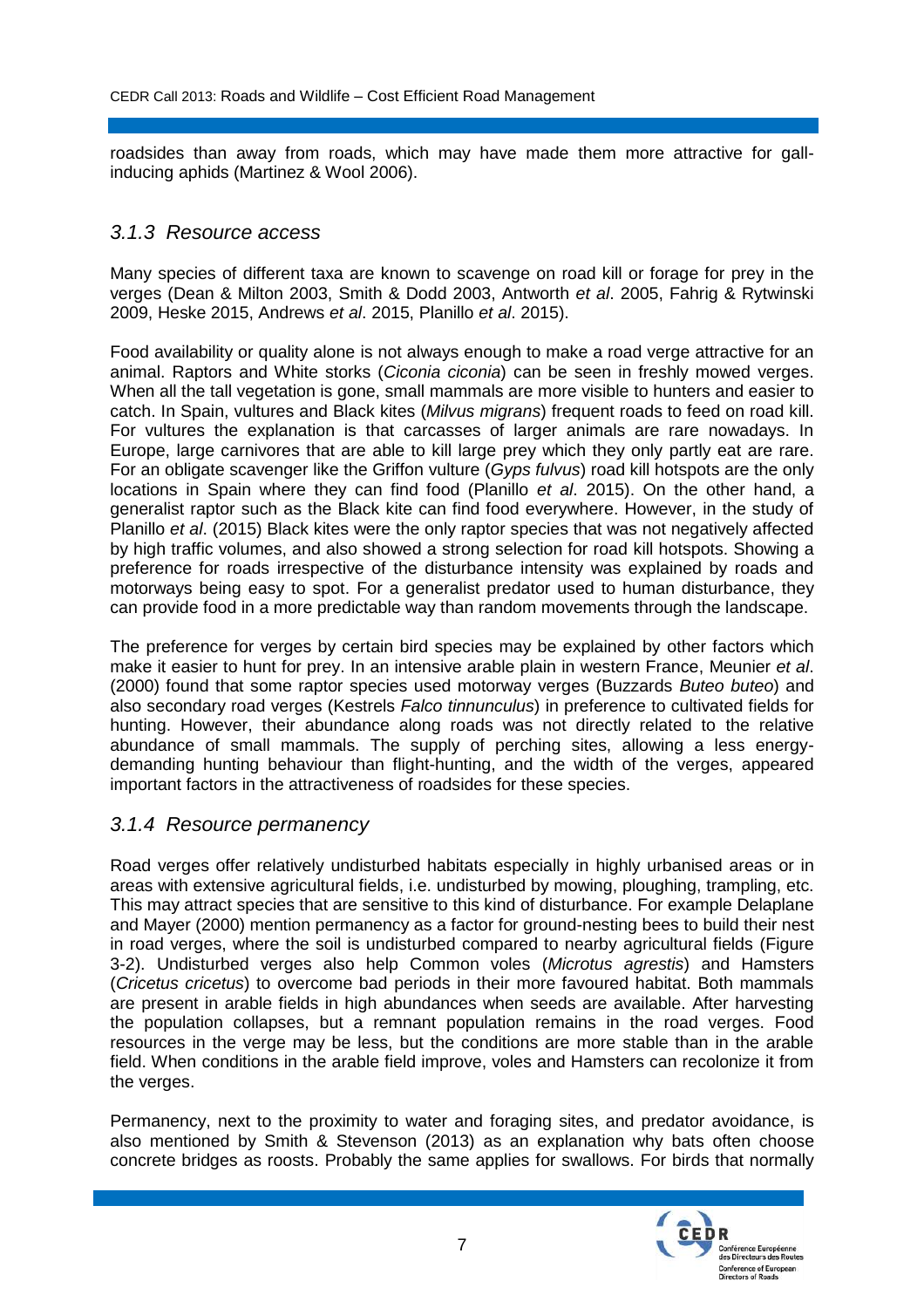roadsides than away from roads, which may have made them more attractive for gall-inducing aphids (Martinez & Wool 2006).

### 3.1.3 Resource access

Many species of different taxa are known to scavenge on road kill or forage for prey in the verges (Dean & Milton 2003, Smith & Dodd 2003, Antworth *et al*. 2005, Fahrig & Rytwinski 2009, Heske 2015, Andrews *et al*. 2015, Planillo *et al*. 2015).

Food availability or quality alone is not always enough to make a road verge attractive for an animal. Raptors and White storks (*Ciconia ciconia*) can be seen in freshly mowed verges. When all the tall vegetation is gone, small mammals are more visible to hunters and easier to catch. In Spain, vultures and Black kites (*Milvus migrans*) frequent roads to feed on road kill. For vultures the explanation is that carcasses of larger animals are rare nowadays. In Europe, large carnivores that are able to kill large prey which they only partly eat are rare. For an obligate scavenger like the Griffon vulture (*Gyps fulvus*) road kill hotspots are the only locations in Spain where they can find food (Planillo *et al*. 2015). On the other hand, a generalist raptor such as the Black kite can find food everywhere. However, in the study of Planillo *et al*. (2015) Black kites were the only raptor species that was not negatively affected by high traffic volumes, and also showed a strong selection for road kill hotspots. Showing a preference for roads irrespective of the disturbance intensity was explained by roads and motorways being easy to spot. For a generalist predator used to human disturbance, they can provide food in a more predictable way than random movements through the landscape.

The preference for verges by certain bird species may be explained by other factors which make it easier to hunt for prey. In an intensive arable plain in western France, Meunier *et al*. (2000) found that some raptor species used motorway verges (Buzzards *Buteo buteo*) and also secondary road verges (Kestrels *Falco tinnunculus*) in preference to cultivated fields for hunting. However, their abundance along roads was not directly related to the relative abundance of small mammals. The supply of perching sites, allowing a less energy-demanding hunting behaviour than flight-hunting, and the width of the verges, appeared important factors in the attractiveness of roadsides for these species.

### 3.1.4 Resource permanency

Road verges offer relatively undisturbed habitats especially in highly urbanised areas or in areas with extensive agricultural fields, i.e. undisturbed by mowing, ploughing, trampling, etc. This may attract species that are sensitive to this kind of disturbance. For example Delaplane and Mayer (2000) mention permanency as a factor for ground-nesting bees to build their nest in road verges, where the soil is undisturbed compared to nearby agricultural fields (Figure 3-2). Undisturbed verges also help Common voles (*Microtus agrestis*) and Hamsters (*Cricetus cricetus*) to overcome bad periods in their more favoured habitat. Both mammals are present in arable fields in high abundances when seeds are available. After harvesting the population collapses, but a remnant population remains in the road verges. Food resources in the verge may be less, but the conditions are more stable than in the arable field. When conditions in the arable field improve, voles and Hamsters can recolonize it from the verges.

Permanency, next to the proximity to water and foraging sites, and predator avoidance, is also mentioned by Smith & Stevenson (2013) as an explanation why bats often choose concrete bridges as roosts. Probably the same applies for swallows. For birds that normally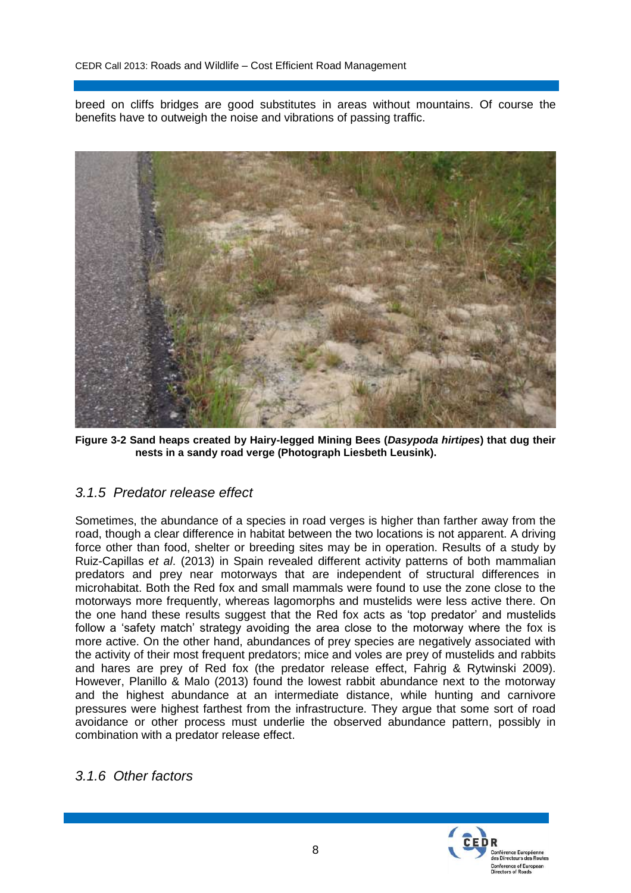breed on cliffs bridges are good substitutes in areas without mountains. Of course the benefits have to outweigh the noise and vibrations of passing traffic.

**Figure 3-2 Sand heaps created by Hairy-legged Mining Bees (*Dasypoda hirtipes*) that dug their nests in a sandy road verge (Photograph Liesbeth Leusink).**

### *3.1.5 Predator release effect*

Sometimes, the abundance of a species in road verges is higher than farther away from the road, though a clear difference in habitat between the two locations is not apparent. A driving force other than food, shelter or breeding sites may be in operation. Results of a study by Ruiz-Capillas *et al*. (2013) in Spain revealed different activity patterns of both mammalian predators and prey near motorways that are independent of structural differences in microhabitat. Both the Red fox and small mammals were found to use the zone close to the motorways more frequently, whereas lagomorphs and mustelids were less active there. On the one hand these results suggest that the Red fox acts as 'top predator' and mustelids follow a 'safety match' strategy avoiding the area close to the motorway where the fox is more active. On the other hand, abundances of prey species are negatively associated with the activity of their most frequent predators; mice and voles are prey of mustelids and rabbits and hares are prey of Red fox (the predator release effect, Fahrig & Rytwinski 2009). However, Planillo & Malo (2013) found the lowest rabbit abundance next to the motorway and the highest abundance at an intermediate distance, while hunting and carnivore pressures were highest farthest from the infrastructure. They argue that some sort of road avoidance or other process must underlie the observed abundance pattern, possibly in combination with a predator release effect.

### *3.1.6 Other factors*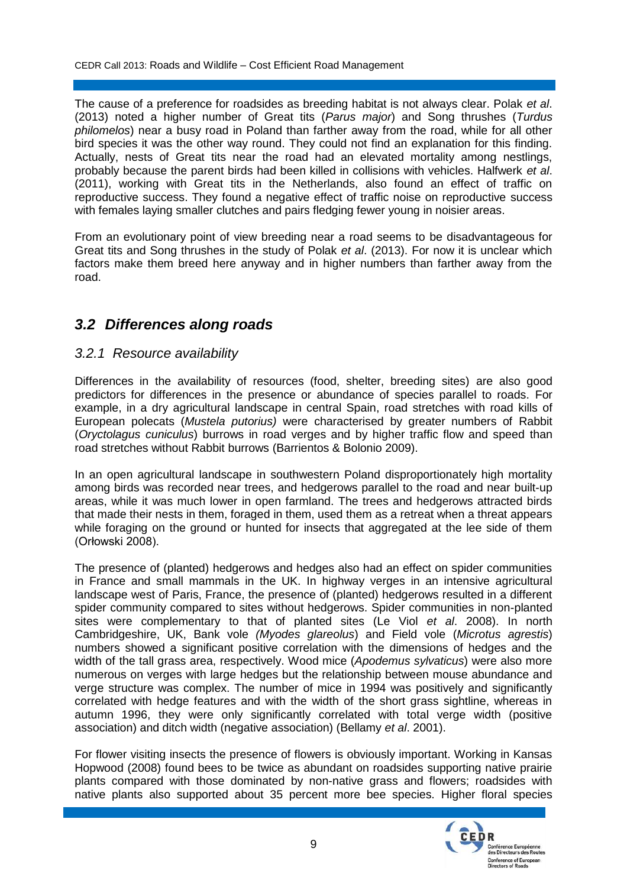The cause of a preference for roadsides as breeding habitat is not always clear. Polak *et al*. (2013) noted a higher number of Great tits (*Parus major*) and Song thrushes (*Turdus philomelos*) near a busy road in Poland than farther away from the road, while for all other bird species it was the other way round. They could not find an explanation for this finding. Actually, nests of Great tits near the road had an elevated mortality among nestlings, probably because the parent birds had been killed in collisions with vehicles. Halfwerk *et al*. (2011), working with Great tits in the Netherlands, also found an effect of traffic on reproductive success. They found a negative effect of traffic noise on reproductive success with females laying smaller clutches and pairs fledging fewer young in noisier areas.

From an evolutionary point of view breeding near a road seems to be disadvantageous for Great tits and Song thrushes in the study of Polak *et al*. (2013). For now it is unclear which factors make them breed here anyway and in higher numbers than farther away from the road.

## *3.2 Differences along roads*

### *3.2.1 Resource availability*

Differences in the availability of resources (food, shelter, breeding sites) are also good predictors for differences in the presence or abundance of species parallel to roads. For example, in a dry agricultural landscape in central Spain, road stretches with road kills of European polecats (*Mustela putorius)* were characterised by greater numbers of Rabbit (*Oryctolagus cuniculus*) burrows in road verges and by higher traffic flow and speed than road stretches without Rabbit burrows (Barrientos & Bolonio 2009).

In an open agricultural landscape in southwestern Poland disproportionately high mortality among birds was recorded near trees, and hedgerows parallel to the road and near built-up areas, while it was much lower in open farmland. The trees and hedgerows attracted birds that made their nests in them, foraged in them, used them as a retreat when a threat appears while foraging on the ground or hunted for insects that aggregated at the lee side of them (Orłowski 2008).

The presence of (planted) hedgerows and hedges also had an effect on spider communities in France and small mammals in the UK. In highway verges in an intensive agricultural landscape west of Paris, France, the presence of (planted) hedgerows resulted in a different spider community compared to sites without hedgerows. Spider communities in non-planted sites were complementary to that of planted sites (Le Viol *et al*. 2008). In north Cambridgeshire, UK, Bank vole *(Myodes glareolus*) and Field vole (*Microtus agrestis*) numbers showed a significant positive correlation with the dimensions of hedges and the width of the tall grass area, respectively. Wood mice (*Apodemus sylvaticus*) were also more numerous on verges with large hedges but the relationship between mouse abundance and verge structure was complex. The number of mice in 1994 was positively and significantly correlated with hedge features and with the width of the short grass sightline, whereas in autumn 1996, they were only significantly correlated with total verge width (positive association) and ditch width (negative association) (Bellamy *et al*. 2001).

For flower visiting insects the presence of flowers is obviously important. Working in Kansas Hopwood (2008) found bees to be twice as abundant on roadsides supporting native prairie plants compared with those dominated by non-native grass and flowers; roadsides with native plants also supported about 35 percent more bee species. Higher floral species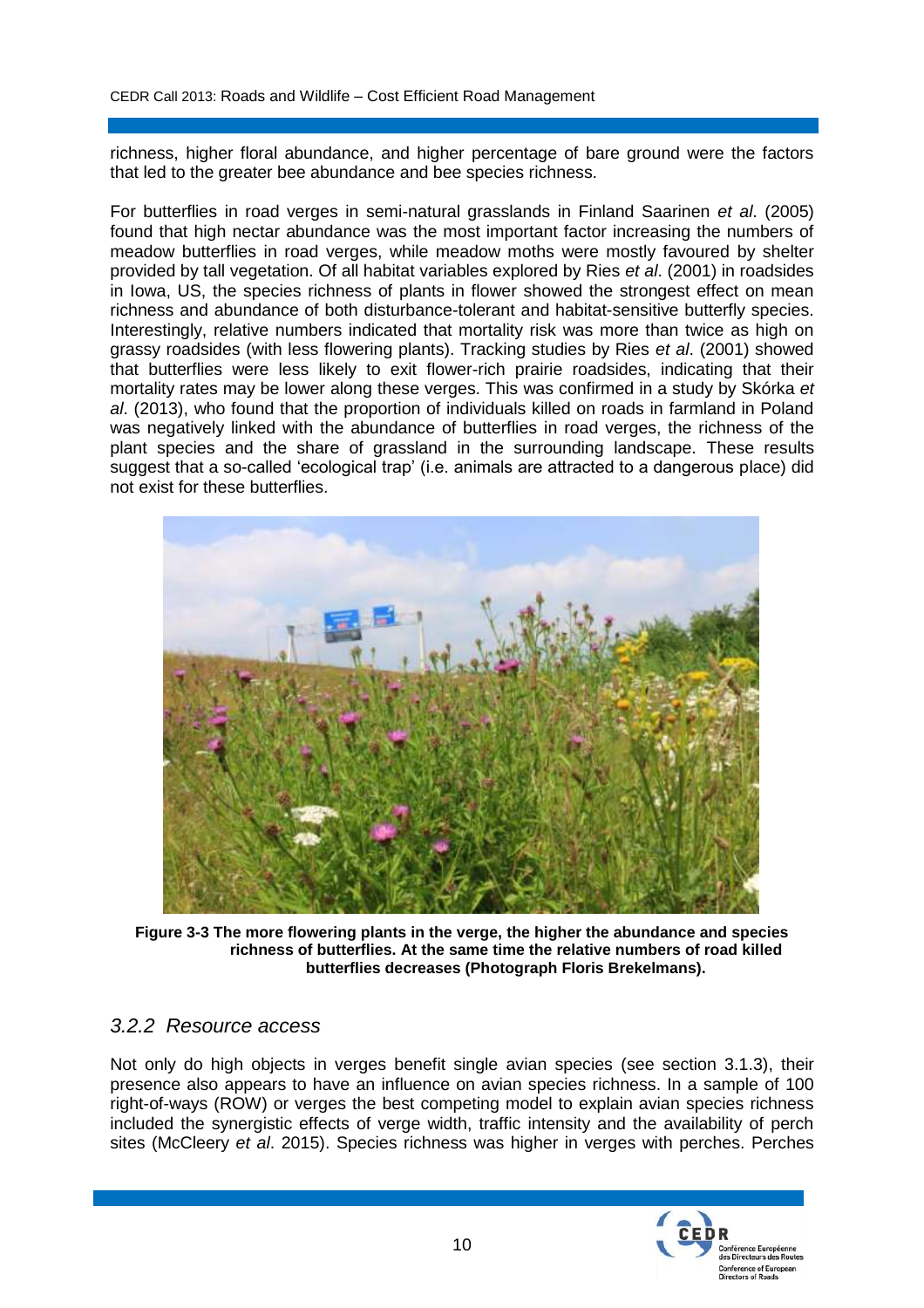richness, higher floral abundance, and higher percentage of bare ground were the factors that led to the greater bee abundance and bee species richness.

For butterflies in road verges in semi-natural grasslands in Finland Saarinen *et al*. (2005) found that high nectar abundance was the most important factor increasing the numbers of meadow butterflies in road verges, while meadow moths were mostly favoured by shelter provided by tall vegetation. Of all habitat variables explored by Ries *et al*. (2001) in roadsides in Iowa, US, the species richness of plants in flower showed the strongest effect on mean richness and abundance of both disturbance-tolerant and habitat-sensitive butterfly species. Interestingly, relative numbers indicated that mortality risk was more than twice as high on grassy roadsides (with less flowering plants). Tracking studies by Ries *et al*. (2001) showed that butterflies were less likely to exit flower-rich prairie roadsides, indicating that their mortality rates may be lower along these verges. This was confirmed in a study by Skórka *et al*. (2013), who found that the proportion of individuals killed on roads in farmland in Poland was negatively linked with the abundance of butterflies in road verges, the richness of the plant species and the share of grassland in the surrounding landscape. These results suggest that a so-called 'ecological trap' (i.e. animals are attracted to a dangerous place) did not exist for these butterflies.

**Figure 3-3 The more flowering plants in the verge, the higher the abundance and species richness of butterflies. At the same time the relative numbers of road killed butterflies decreases (Photograph Floris Brekelmans).**

### *3.2.2 Resource access*

Not only do high objects in verges benefit single avian species (see section 3.1.3), their presence also appears to have an influence on avian species richness. In a sample of 100 right-of-ways (ROW) or verges the best competing model to explain avian species richness included the synergistic effects of verge width, traffic intensity and the availability of perch sites (McCleery *et al*. 2015). Species richness was higher in verges with perches. Perches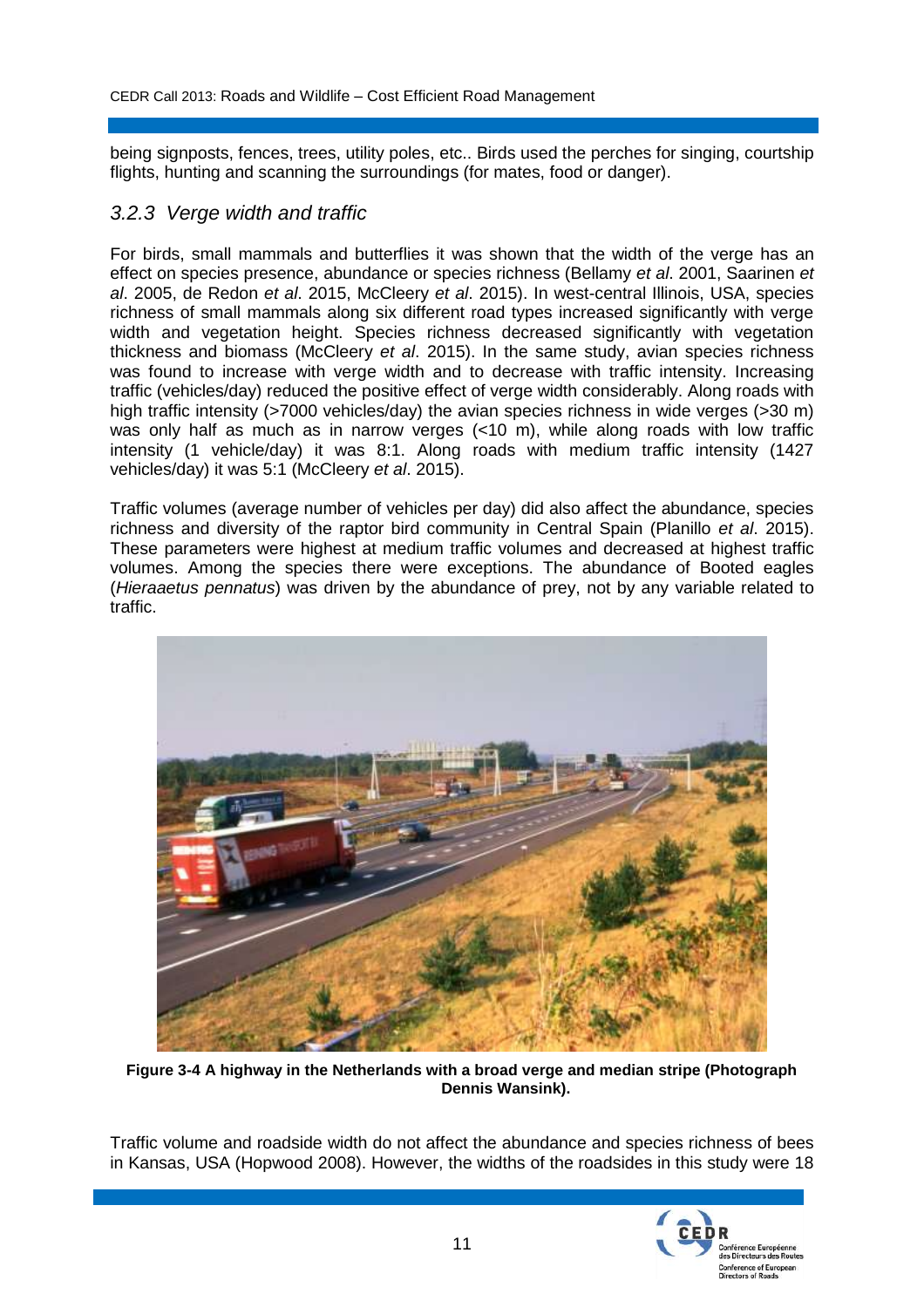being signposts, fences, trees, utility poles, etc.. Birds used the perches for singing, courtship flights, hunting and scanning the surroundings (for mates, food or danger).

### *3.2.3 Verge width and traffic*

For birds, small mammals and butterflies it was shown that the width of the verge has an effect on species presence, abundance or species richness (Bellamy *et al*. 2001, Saarinen *et al*. 2005, de Redon *et al*. 2015, McCleery *et al*. 2015). In west-central Illinois, USA, species richness of small mammals along six different road types increased significantly with verge width and vegetation height. Species richness decreased significantly with vegetation thickness and biomass (McCleery *et al*. 2015). In the same study, avian species richness was found to increase with verge width and to decrease with traffic intensity. Increasing traffic (vehicles/day) reduced the positive effect of verge width considerably. Along roads with high traffic intensity (>7000 vehicles/day) the avian species richness in wide verges (>30 m) was only half as much as in narrow verges (<10 m), while along roads with low traffic intensity (1 vehicle/day) it was 8:1. Along roads with medium traffic intensity (1427 vehicles/day) it was 5:1 (McCleery *et al*. 2015).

Traffic volumes (average number of vehicles per day) did also affect the abundance, species richness and diversity of the raptor bird community in Central Spain (Planillo *et al*. 2015). These parameters were highest at medium traffic volumes and decreased at highest traffic volumes. Among the species there were exceptions. The abundance of Booted eagles (*Hieraaetus pennatus*) was driven by the abundance of prey, not by any variable related to traffic.

**Figure 3-4 A highway in the Netherlands with a broad verge and median stripe (Photograph Dennis Wansink).**

Traffic volume and roadside width do not affect the abundance and species richness of bees in Kansas, USA (Hopwood 2008). However, the widths of the roadsides in this study were 18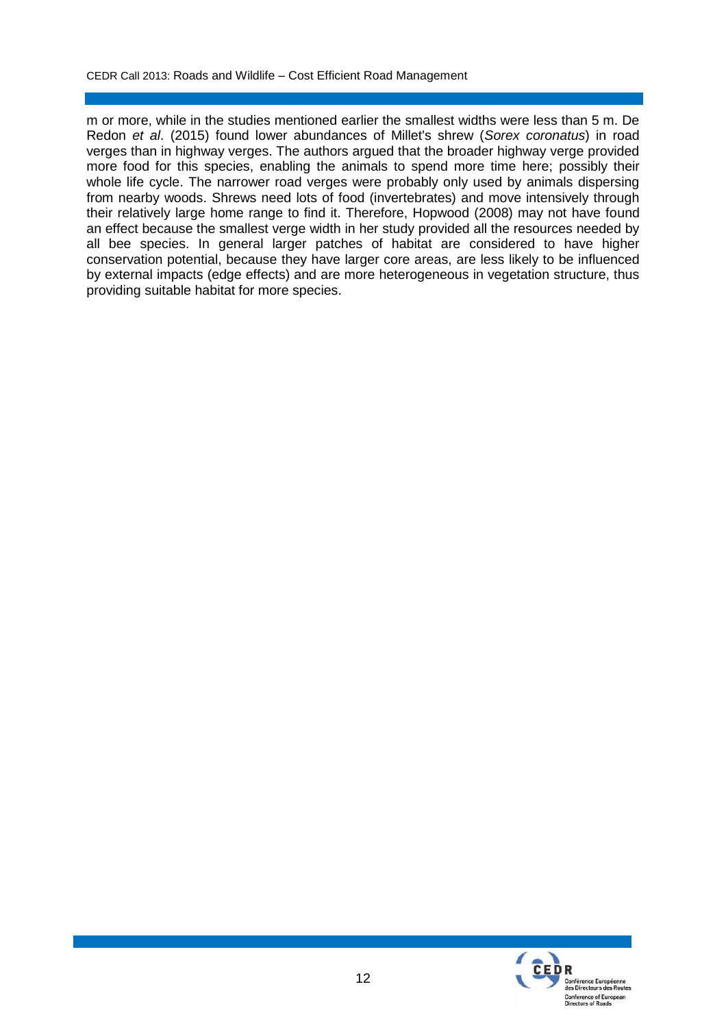m or more, while in the studies mentioned earlier the smallest widths were less than 5 m. De Redon *et al*. (2015) found lower abundances of Millet's shrew (*Sorex coronatus*) in road verges than in highway verges. The authors argued that the broader highway verge provided more food for this species, enabling the animals to spend more time here; possibly their whole life cycle. The narrower road verges were probably only used by animals dispersing from nearby woods. Shrews need lots of food (invertebrates) and move intensively through their relatively large home range to find it. Therefore, Hopwood (2008) may not have found an effect because the smallest verge width in her study provided all the resources needed by all bee species. In general larger patches of habitat are considered to have higher conservation potential, because they have larger core areas, are less likely to be influenced by external impacts (edge effects) and are more heterogeneous in vegetation structure, thus providing suitable habitat for more species.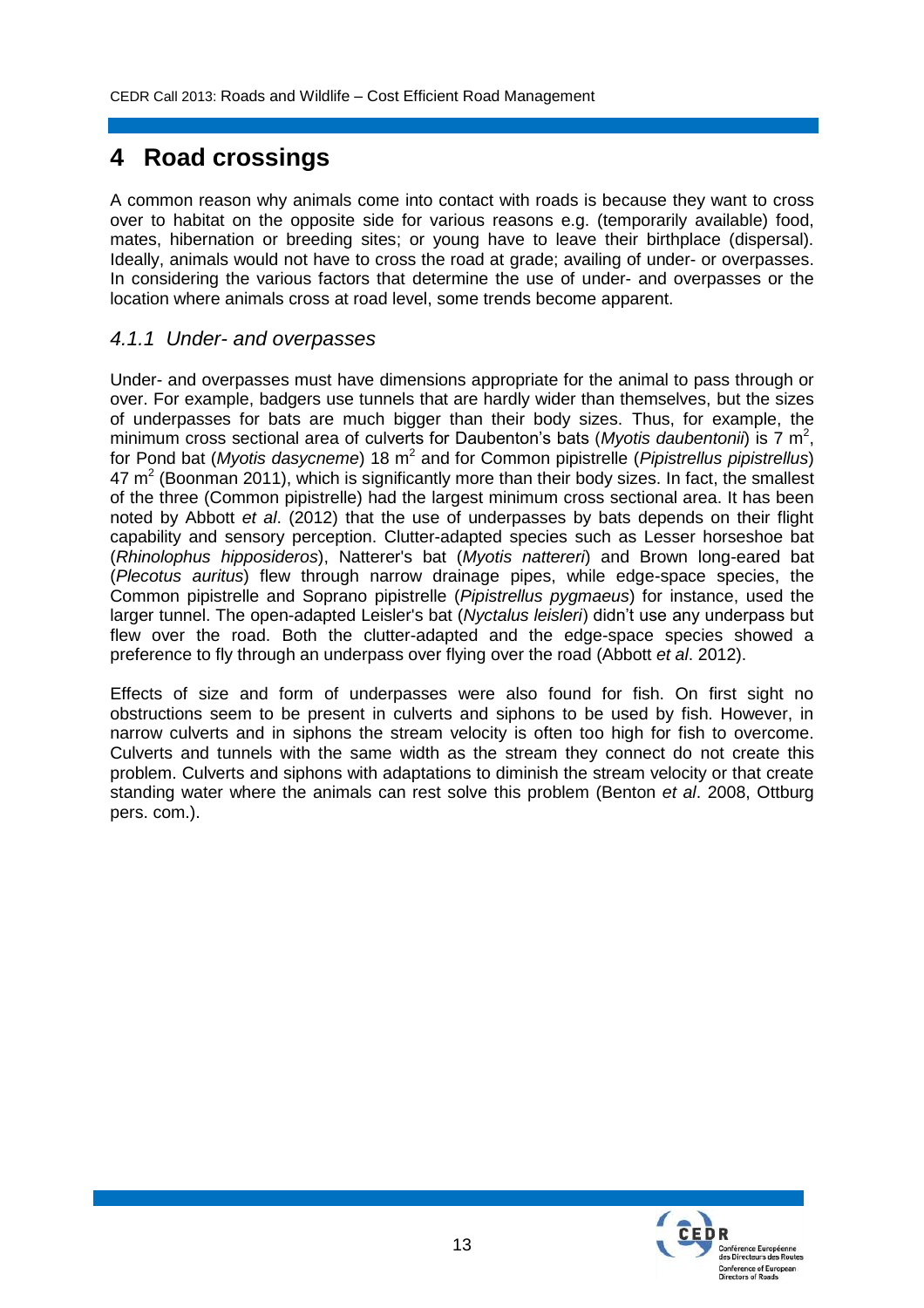# 4 Road crossings

A common reason why animals come into contact with roads is because they want to cross over to habitat on the opposite side for various reasons e.g. (temporarily available) food, mates, hibernation or breeding sites; or young have to leave their birthplace (dispersal). Ideally, animals would not have to cross the road at grade; availing of under- or overpasses. In considering the various factors that determine the use of under- and overpasses or the location where animals cross at road level, some trends become apparent.

### *4.1.1 Under- and overpasses*

Under- and overpasses must have dimensions appropriate for the animal to pass through or over. For example, badgers use tunnels that are hardly wider than themselves, but the sizes of underpasses for bats are much bigger than their body sizes. Thus, for example, the minimum cross sectional area of culverts for Daubenton's bats (*Myotis daubentonii*) is 7 $m^2$, for Pond bat (*Myotis dasycneme*) 18 $m^2$ and for Common pipistrelle (*Pipistrellus pipistrellus*) 47 $m^2$ (Boonman 2011), which is significantly more than their body sizes. In fact, the smallest of the three (Common pipistrelle) had the largest minimum cross sectional area. It has been noted by Abbott *et al*. (2012) that the use of underpasses by bats depends on their flight capability and sensory perception. Clutter-adapted species such as Lesser horseshoe bat (*Rhinolophus hipposideros*), Natterer's bat (*Myotis nattereri*) and Brown long-eared bat (*Plecotus auritus*) flew through narrow drainage pipes, while edge-space species, the Common pipistrelle and Soprano pipistrelle (*Pipistrellus pygmaeus*) for instance, used the larger tunnel. The open-adapted Leisler's bat (*Nyctalus leisleri*) didn't use any underpass but flew over the road. Both the clutter-adapted and the edge-space species showed a preference to fly through an underpass over flying over the road (Abbott *et al*. 2012).

Effects of size and form of underpasses were also found for fish. On first sight no obstructions seem to be present in culverts and siphons to be used by fish. However, in narrow culverts and in siphons the stream velocity is often too high for fish to overcome. Culverts and tunnels with the same width as the stream they connect do not create this problem. Culverts and siphons with adaptations to diminish the stream velocity or that create standing water where the animals can rest solve this problem (Benton *et al*. 2008, Ottburg pers. com.).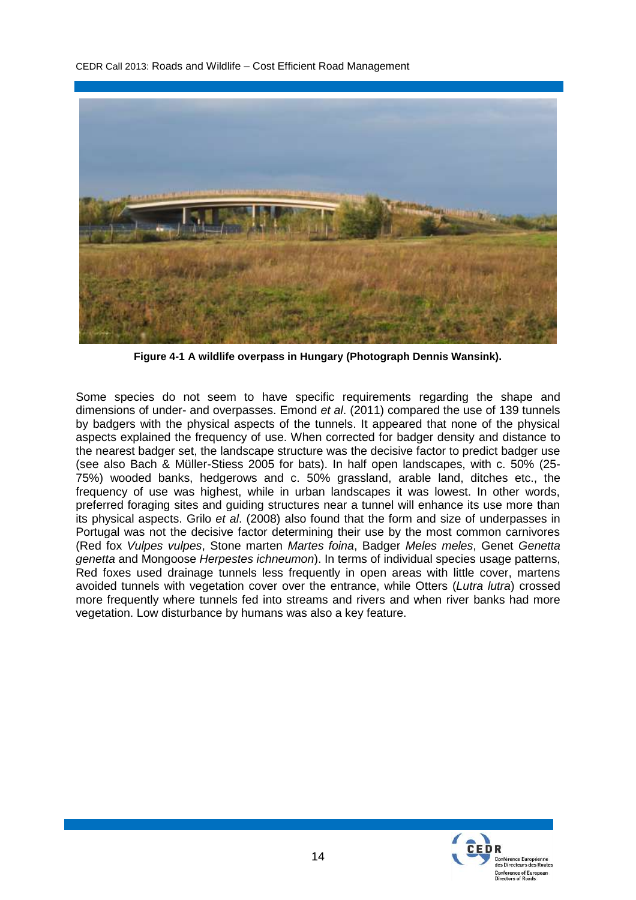**Figure 4-1 A wildlife overpass in Hungary (Photograph Dennis Wansink).**

Some species do not seem to have specific requirements regarding the shape and dimensions of under- and overpasses. Emond *et al*. (2011) compared the use of 139 tunnels by badgers with the physical aspects of the tunnels. It appeared that none of the physical aspects explained the frequency of use. When corrected for badger density and distance to the nearest badger set, the landscape structure was the decisive factor to predict badger use (see also Bach & Müller-Stiess 2005 for bats). In half open landscapes, with c. 50% (25-75%) wooded banks, hedgerows and c. 50% grassland, arable land, ditches etc., the frequency of use was highest, while in urban landscapes it was lowest. In other words, preferred foraging sites and guiding structures near a tunnel will enhance its use more than its physical aspects. Grilo *et al*. (2008) also found that the form and size of underpasses in Portugal was not the decisive factor determining their use by the most common carnivores (Red fox *Vulpes vulpes*, Stone marten *Martes foina*, Badger *Meles meles*, Genet *Genetta genetta* and Mongoose *Herpestes ichneumon*). In terms of individual species usage patterns, Red foxes used drainage tunnels less frequently in open areas with little cover, martens avoided tunnels with vegetation cover over the entrance, while Otters (*Lutra lutra*) crossed more frequently where tunnels fed into streams and rivers and when river banks had more vegetation. Low disturbance by humans was also a key feature.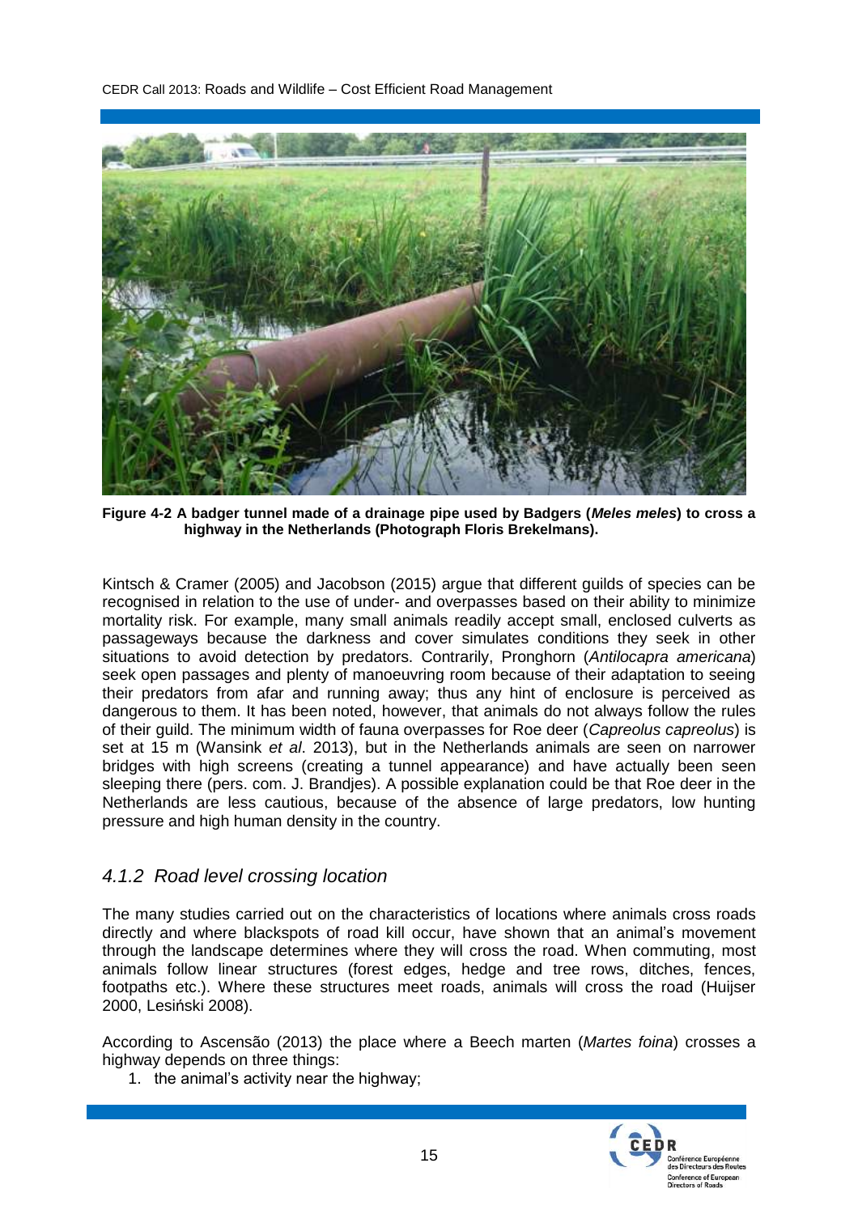**Figure 4-2 A badger tunnel made of a drainage pipe used by Badgers (*Meles meles*) to cross a highway in the Netherlands (Photograph Floris Brekelmans).**

Kintsch & Cramer (2005) and Jacobson (2015) argue that different guilds of species can be recognised in relation to the use of under- and overpasses based on their ability to minimize mortality risk. For example, many small animals readily accept small, enclosed culverts as passageways because the darkness and cover simulates conditions they seek in other situations to avoid detection by predators. Contrarily, Pronghorn (*Antilocapra americana*) seek open passages and plenty of manoeuvring room because of their adaptation to seeing their predators from afar and running away; thus any hint of enclosure is perceived as dangerous to them. It has been noted, however, that animals do not always follow the rules of their guild. The minimum width of fauna overpasses for Roe deer (*Capreolus capreolus*) is set at 15 m (Wansink *et al*. 2013), but in the Netherlands animals are seen on narrower bridges with high screens (creating a tunnel appearance) and have actually been seen sleeping there (pers. com. J. Brandjes). A possible explanation could be that Roe deer in the Netherlands are less cautious, because of the absence of large predators, low hunting pressure and high human density in the country.

### *4.1.2 Road level crossing location*

The many studies carried out on the characteristics of locations where animals cross roads directly and where blackspots of road kill occur, have shown that an animal's movement through the landscape determines where they will cross the road. When commuting, most animals follow linear structures (forest edges, hedge and tree rows, ditches, fences, footpaths etc.). Where these structures meet roads, animals will cross the road (Huijser 2000, Lesiński 2008).

According to Ascensão (2013) the place where a Beech marten (*Martes foina*) crosses a highway depends on three things:

1. the animal's activity near the highway;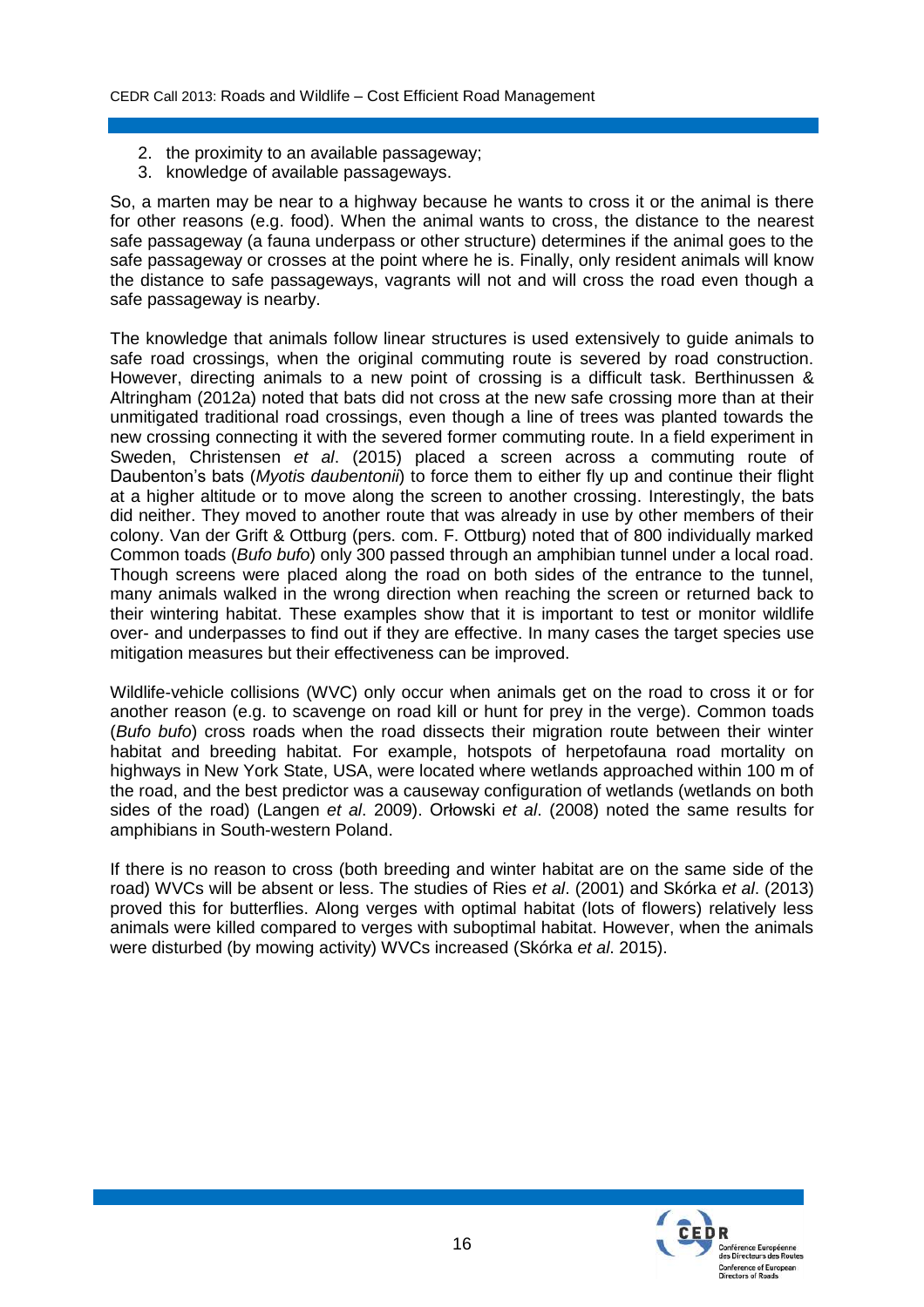2. the proximity to an available passageway;
3. knowledge of available passageways.

So, a marten may be near to a highway because he wants to cross it or the animal is there for other reasons (e.g. food). When the animal wants to cross, the distance to the nearest safe passageway (a fauna underpass or other structure) determines if the animal goes to the safe passageway or crosses at the point where he is. Finally, only resident animals will know the distance to safe passageways, vagrants will not and will cross the road even though a safe passageway is nearby.

The knowledge that animals follow linear structures is used extensively to guide animals to safe road crossings, when the original commuting route is severed by road construction. However, directing animals to a new point of crossing is a difficult task. Berthinussen & Altringham (2012a) noted that bats did not cross at the new safe crossing more than at their unmitigated traditional road crossings, even though a line of trees was planted towards the new crossing connecting it with the severed former commuting route. In a field experiment in Sweden, Christensen *et al*. (2015) placed a screen across a commuting route of Daubenton's bats (*Myotis daubentonii*) to force them to either fly up and continue their flight at a higher altitude or to move along the screen to another crossing. Interestingly, the bats did neither. They moved to another route that was already in use by other members of their colony. Van der Grift & Ottburg (pers. com. F. Ottburg) noted that of 800 individually marked Common toads (*Bufo bufo*) only 300 passed through an amphibian tunnel under a local road. Though screens were placed along the road on both sides of the entrance to the tunnel, many animals walked in the wrong direction when reaching the screen or returned back to their wintering habitat. These examples show that it is important to test or monitor wildlife over- and underpasses to find out if they are effective. In many cases the target species use mitigation measures but their effectiveness can be improved.

Wildlife-vehicle collisions (WVC) only occur when animals get on the road to cross it or for another reason (e.g. to scavenge on road kill or hunt for prey in the verge). Common toads (*Bufo bufo*) cross roads when the road dissects their migration route between their winter habitat and breeding habitat. For example, hotspots of herpetofauna road mortality on highways in New York State, USA, were located where wetlands approached within 100 m of the road, and the best predictor was a causeway configuration of wetlands (wetlands on both sides of the road) (Langen *et al*. 2009). Orłowski *et al*. (2008) noted the same results for amphibians in South-western Poland.

If there is no reason to cross (both breeding and winter habitat are on the same side of the road) WVCs will be absent or less. The studies of Ries *et al*. (2001) and Skórka *et al*. (2013) proved this for butterflies. Along verges with optimal habitat (lots of flowers) relatively less animals were killed compared to verges with suboptimal habitat. However, when the animals were disturbed (by mowing activity) WVCs increased (Skórka *et al*. 2015).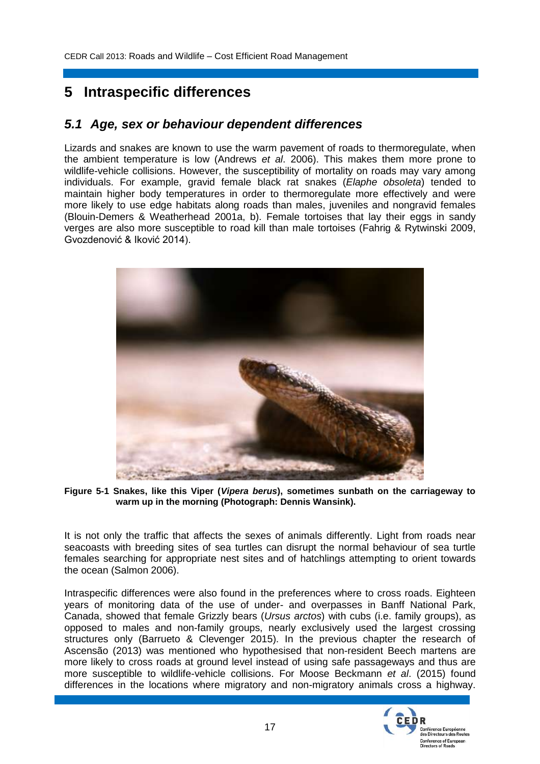# 5 Intraspecific differences

## *5.1 Age, sex or behaviour dependent differences*

Lizards and snakes are known to use the warm pavement of roads to thermoregulate, when the ambient temperature is low (Andrews *et al*. 2006). This makes them more prone to wildlife-vehicle collisions. However, the susceptibility of mortality on roads may vary among individuals. For example, gravid female black rat snakes (*Elaphe obsoleta*) tended to maintain higher body temperatures in order to thermoregulate more effectively and were more likely to use edge habitats along roads than males, juveniles and nongravid females (Blouin-Demers & Weatherhead 2001a, b). Female tortoises that lay their eggs in sandy verges are also more susceptible to road kill than male tortoises (Fahrig & Rytwinski 2009, Gvozdenović & Iković 2014).

**Figure 5-1 Snakes, like this Viper (*Vipera berus*), sometimes sunbath on the carriageway to warm up in the morning (Photograph: Dennis Wansink).**

It is not only the traffic that affects the sexes of animals differently. Light from roads near seacoasts with breeding sites of sea turtles can disrupt the normal behaviour of sea turtle females searching for appropriate nest sites and of hatchlings attempting to orient towards the ocean (Salmon 2006).

Intraspecific differences were also found in the preferences where to cross roads. Eighteen years of monitoring data of the use of under- and overpasses in Banff National Park, Canada, showed that female Grizzly bears (*Ursus arctos*) with cubs (i.e. family groups), as opposed to males and non-family groups, nearly exclusively used the largest crossing structures only (Barrueto & Clevenger 2015). In the previous chapter the research of Ascensão (2013) was mentioned who hypothesised that non-resident Beech martens are more likely to cross roads at ground level instead of using safe passageways and thus are more susceptible to wildlife-vehicle collisions. For Moose Beckmann *et al*. (2015) found differences in the locations where migratory and non-migratory animals cross a highway.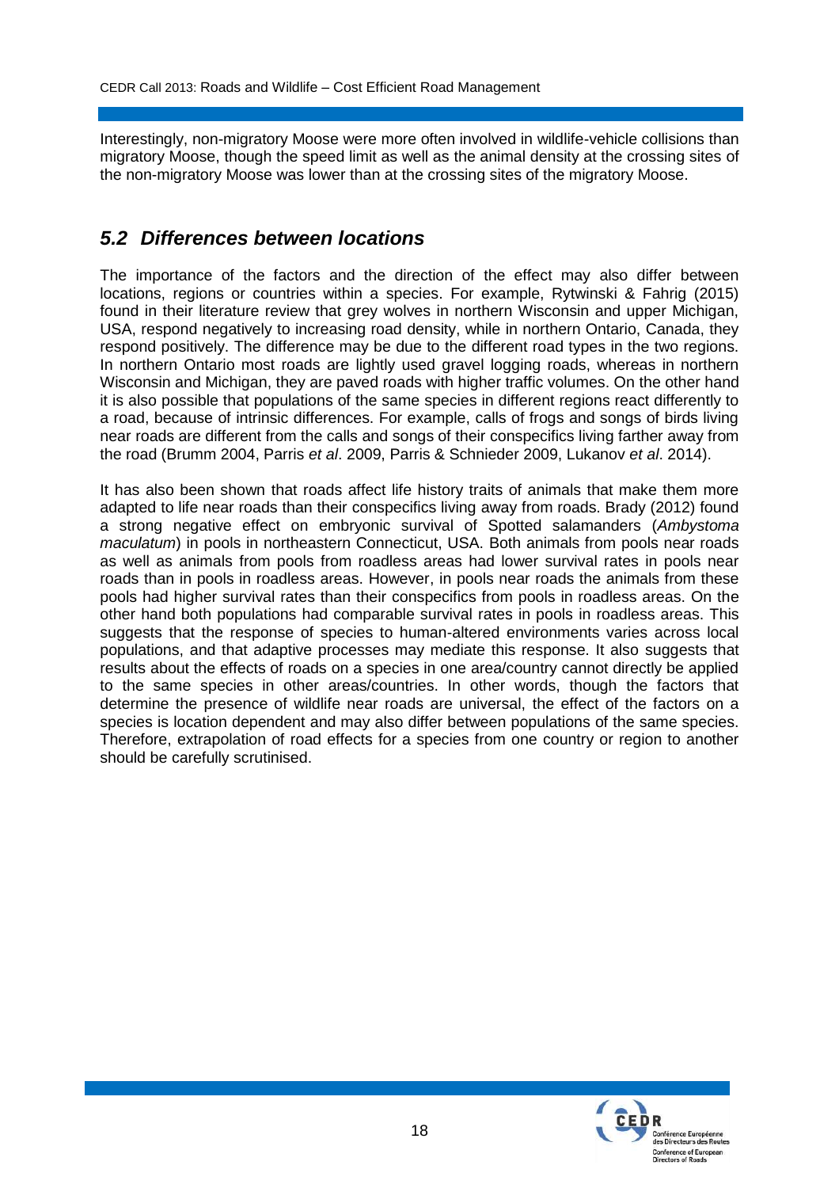Interestingly, non-migratory Moose were more often involved in wildlife-vehicle collisions than migratory Moose, though the speed limit as well as the animal density at the crossing sites of the non-migratory Moose was lower than at the crossing sites of the migratory Moose.

## *5.2 Differences between locations*

The importance of the factors and the direction of the effect may also differ between locations, regions or countries within a species. For example, Rytwinski & Fahrig (2015) found in their literature review that grey wolves in northern Wisconsin and upper Michigan, USA, respond negatively to increasing road density, while in northern Ontario, Canada, they respond positively. The difference may be due to the different road types in the two regions. In northern Ontario most roads are lightly used gravel logging roads, whereas in northern Wisconsin and Michigan, they are paved roads with higher traffic volumes. On the other hand it is also possible that populations of the same species in different regions react differently to a road, because of intrinsic differences. For example, calls of frogs and songs of birds living near roads are different from the calls and songs of their conspecifics living farther away from the road (Brumm 2004, Parris *et al*. 2009, Parris & Schnieder 2009, Lukanov *et al*. 2014).

It has also been shown that roads affect life history traits of animals that make them more adapted to life near roads than their conspecifics living away from roads. Brady (2012) found a strong negative effect on embryonic survival of Spotted salamanders (*Ambystoma maculatum*) in pools in northeastern Connecticut, USA. Both animals from pools near roads as well as animals from pools from roadless areas had lower survival rates in pools near roads than in pools in roadless areas. However, in pools near roads the animals from these pools had higher survival rates than their conspecifics from pools in roadless areas. On the other hand both populations had comparable survival rates in pools in roadless areas. This suggests that the response of species to human-altered environments varies across local populations, and that adaptive processes may mediate this response. It also suggests that results about the effects of roads on a species in one area/country cannot directly be applied to the same species in other areas/countries. In other words, though the factors that determine the presence of wildlife near roads are universal, the effect of the factors on a species is location dependent and may also differ between populations of the same species. Therefore, extrapolation of road effects for a species from one country or region to another should be carefully scrutinised.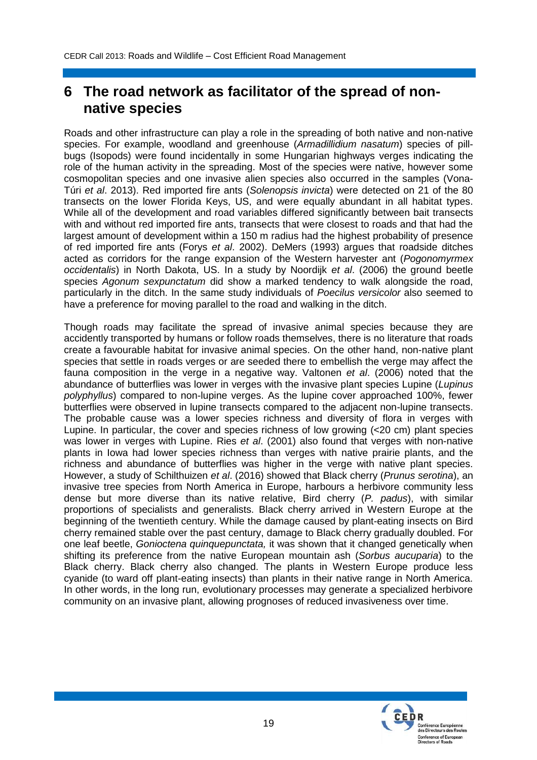# 6 The road network as facilitator of the spread of non-native species

Roads and other infrastructure can play a role in the spreading of both native and non-native species. For example, woodland and greenhouse (*Armadillidium nasatum*) species of pill-bugs (Isopods) were found incidentally in some Hungarian highways verges indicating the role of the human activity in the spreading. Most of the species were native, however some cosmopolitan species and one invasive alien species also occurred in the samples (Vona-Túri *et al*. 2013). Red imported fire ants (*Solenopsis invicta*) were detected on 21 of the 80 transects on the lower Florida Keys, US, and were equally abundant in all habitat types. While all of the development and road variables differed significantly between bait transects with and without red imported fire ants, transects that were closest to roads and that had the largest amount of development within a 150 m radius had the highest probability of presence of red imported fire ants (Forys *et al*. 2002). DeMers (1993) argues that roadside ditches acted as corridors for the range expansion of the Western harvester ant (*Pogonomyrmex occidentalis*) in North Dakota, US. In a study by Noordijk *et al*. (2006) the ground beetle species *Agonum sexpunctatum* did show a marked tendency to walk alongside the road, particularly in the ditch. In the same study individuals of *Poecilus versicolor* also seemed to have a preference for moving parallel to the road and walking in the ditch.

Though roads may facilitate the spread of invasive animal species because they are accidently transported by humans or follow roads themselves, there is no literature that roads create a favourable habitat for invasive animal species. On the other hand, non-native plant species that settle in roads verges or are seeded there to embellish the verge may affect the fauna composition in the verge in a negative way. Valtonen *et al*. (2006) noted that the abundance of butterflies was lower in verges with the invasive plant species Lupine (*Lupinus polyphyllus*) compared to non-lupine verges. As the lupine cover approached 100%, fewer butterflies were observed in lupine transects compared to the adjacent non-lupine transects. The probable cause was a lower species richness and diversity of flora in verges with Lupine. In particular, the cover and species richness of low growing (<20 cm) plant species was lower in verges with Lupine. Ries *et al*. (2001) also found that verges with non-native plants in Iowa had lower species richness than verges with native prairie plants, and the richness and abundance of butterflies was higher in the verge with native plant species. However, a study of Schilthuizen *et al*. (2016) showed that Black cherry (*Prunus serotina*), an invasive tree species from North America in Europe, harbours a herbivore community less dense but more diverse than its native relative, Bird cherry (*P. padus*), with similar proportions of specialists and generalists. Black cherry arrived in Western Europe at the beginning of the twentieth century. While the damage caused by plant-eating insects on Bird cherry remained stable over the past century, damage to Black cherry gradually doubled. For one leaf beetle, *Gonioctena quinquepunctata,* it was shown that it changed genetically when shifting its preference from the native European mountain ash (*Sorbus aucuparia*) to the Black cherry. Black cherry also changed. The plants in Western Europe produce less cyanide (to ward off plant-eating insects) than plants in their native range in North America. In other words, in the long run, evolutionary processes may generate a specialized herbivore community on an invasive plant, allowing prognoses of reduced invasiveness over time.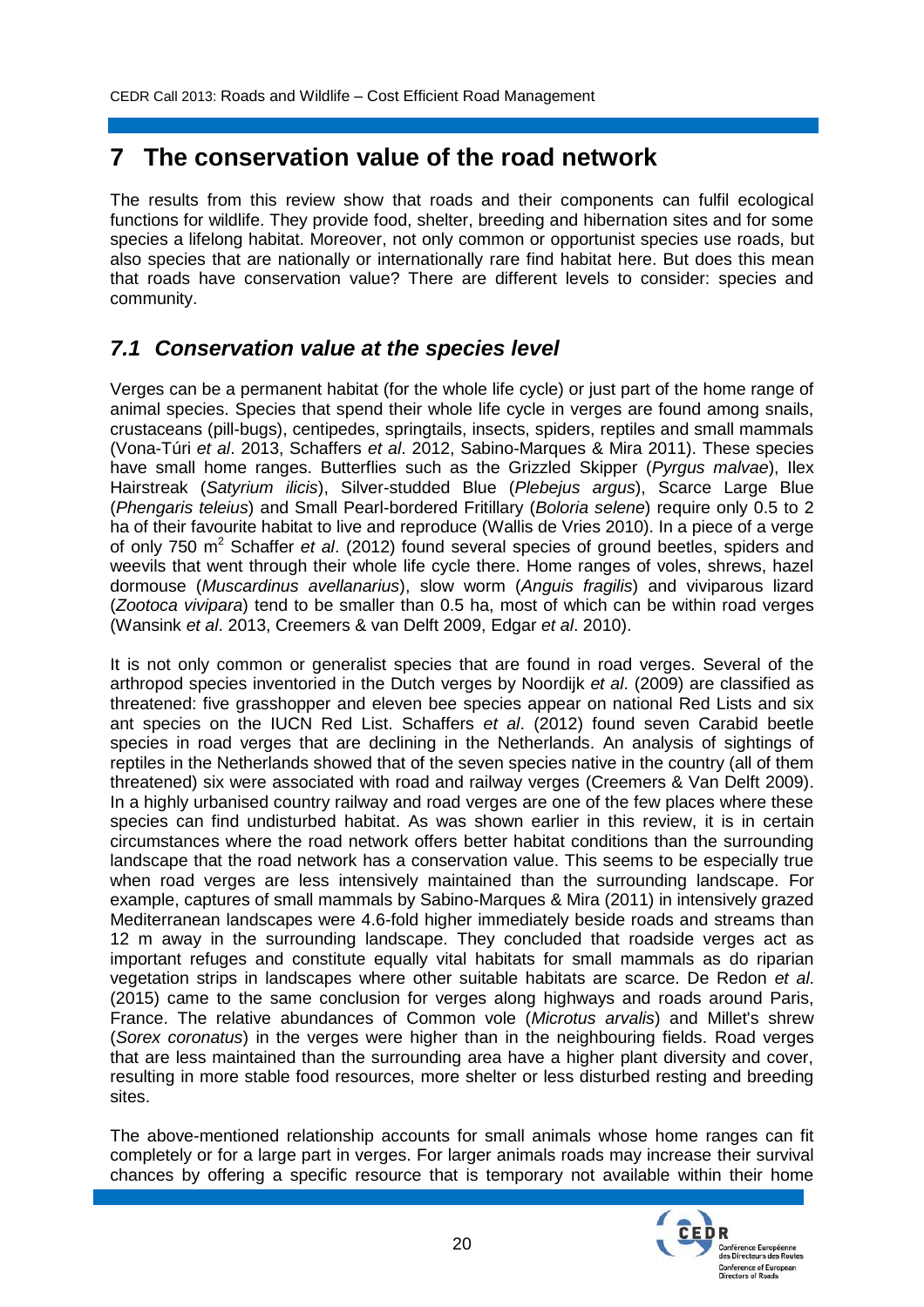# 7 The conservation value of the road network

The results from this review show that roads and their components can fulfil ecological functions for wildlife. They provide food, shelter, breeding and hibernation sites and for some species a lifelong habitat. Moreover, not only common or opportunist species use roads, but also species that are nationally or internationally rare find habitat here. But does this mean that roads have conservation value? There are different levels to consider: species and community.

## *7.1 Conservation value at the species level*

Verges can be a permanent habitat (for the whole life cycle) or just part of the home range of animal species. Species that spend their whole life cycle in verges are found among snails, crustaceans (pill-bugs), centipedes, springtails, insects, spiders, reptiles and small mammals (Vona-Túri *et al*. 2013, Schaffers *et al*. 2012, Sabino-Marques & Mira 2011). These species have small home ranges. Butterflies such as the Grizzled Skipper (*Pyrgus malvae*), Ilex Hairstreak (*Satyrium ilicis*), Silver-studded Blue (*Plebejus argus*), Scarce Large Blue (*Phengaris teleius*) and Small Pearl-bordered Fritillary (*Boloria selene*) require only 0.5 to 2 ha of their favourite habitat to live and reproduce (Wallis de Vries 2010). In a piece of a verge of only 750 m$^2$ Schaffer *et al*. (2012) found several species of ground beetles, spiders and weevils that went through their whole life cycle there. Home ranges of voles, shrews, hazel dormouse (*Muscardinus avellanarius*), slow worm (*Anguis fragilis*) and viviparous lizard (*Zootoca vivipara*) tend to be smaller than 0.5 ha, most of which can be within road verges (Wansink *et al*. 2013, Creemers & van Delft 2009, Edgar *et al*. 2010).

It is not only common or generalist species that are found in road verges. Several of the arthropod species inventoried in the Dutch verges by Noordijk *et al*. (2009) are classified as threatened: five grasshopper and eleven bee species appear on national Red Lists and six ant species on the IUCN Red List. Schaffers *et al*. (2012) found seven Carabid beetle species in road verges that are declining in the Netherlands. An analysis of sightings of reptiles in the Netherlands showed that of the seven species native in the country (all of them threatened) six were associated with road and railway verges (Creemers & Van Delft 2009). In a highly urbanised country railway and road verges are one of the few places where these species can find undisturbed habitat. As was shown earlier in this review, it is in certain circumstances where the road network offers better habitat conditions than the surrounding landscape that the road network has a conservation value. This seems to be especially true when road verges are less intensively maintained than the surrounding landscape. For example, captures of small mammals by Sabino-Marques & Mira (2011) in intensively grazed Mediterranean landscapes were 4.6-fold higher immediately beside roads and streams than 12 m away in the surrounding landscape. They concluded that roadside verges act as important refuges and constitute equally vital habitats for small mammals as do riparian vegetation strips in landscapes where other suitable habitats are scarce. De Redon *et al*. (2015) came to the same conclusion for verges along highways and roads around Paris, France. The relative abundances of Common vole (*Microtus arvalis*) and Millet's shrew (*Sorex coronatus*) in the verges were higher than in the neighbouring fields. Road verges that are less maintained than the surrounding area have a higher plant diversity and cover, resulting in more stable food resources, more shelter or less disturbed resting and breeding sites.

The above-mentioned relationship accounts for small animals whose home ranges can fit completely or for a large part in verges. For larger animals roads may increase their survival chances by offering a specific resource that is temporary not available within their home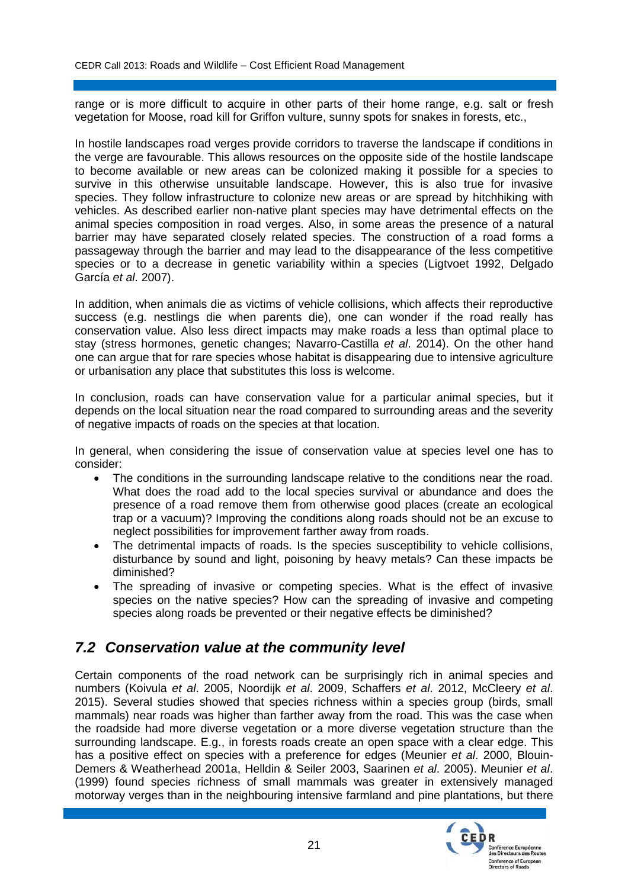range or is more difficult to acquire in other parts of their home range, e.g. salt or fresh vegetation for Moose, road kill for Griffon vulture, sunny spots for snakes in forests, etc.,

In hostile landscapes road verges provide corridors to traverse the landscape if conditions in the verge are favourable. This allows resources on the opposite side of the hostile landscape to become available or new areas can be colonized making it possible for a species to survive in this otherwise unsuitable landscape. However, this is also true for invasive species. They follow infrastructure to colonize new areas or are spread by hitchhiking with vehicles. As described earlier non-native plant species may have detrimental effects on the animal species composition in road verges. Also, in some areas the presence of a natural barrier may have separated closely related species. The construction of a road forms a passageway through the barrier and may lead to the disappearance of the less competitive species or to a decrease in genetic variability within a species (Ligtvoet 1992, Delgado García *et al*. 2007).

In addition, when animals die as victims of vehicle collisions, which affects their reproductive success (e.g. nestlings die when parents die), one can wonder if the road really has conservation value. Also less direct impacts may make roads a less than optimal place to stay (stress hormones, genetic changes; Navarro-Castilla *et al*. 2014). On the other hand one can argue that for rare species whose habitat is disappearing due to intensive agriculture or urbanisation any place that substitutes this loss is welcome.

In conclusion, roads can have conservation value for a particular animal species, but it depends on the local situation near the road compared to surrounding areas and the severity of negative impacts of roads on the species at that location.

In general, when considering the issue of conservation value at species level one has to consider:

- The conditions in the surrounding landscape relative to the conditions near the road. What does the road add to the local species survival or abundance and does the presence of a road remove them from otherwise good places (create an ecological trap or a vacuum)? Improving the conditions along roads should not be an excuse to neglect possibilities for improvement farther away from roads.
- The detrimental impacts of roads. Is the species susceptibility to vehicle collisions, disturbance by sound and light, poisoning by heavy metals? Can these impacts be diminished?
- The spreading of invasive or competing species. What is the effect of invasive species on the native species? How can the spreading of invasive and competing species along roads be prevented or their negative effects be diminished?

## *7.2 Conservation value at the community level*

Certain components of the road network can be surprisingly rich in animal species and numbers (Koivula *et al*. 2005, Noordijk *et al*. 2009, Schaffers *et al*. 2012, McCleery *et al*. 2015). Several studies showed that species richness within a species group (birds, small mammals) near roads was higher than farther away from the road. This was the case when the roadside had more diverse vegetation or a more diverse vegetation structure than the surrounding landscape. E.g., in forests roads create an open space with a clear edge. This has a positive effect on species with a preference for edges (Meunier *et al*. 2000, Blouin-Demers & Weatherhead 2001a, Helldin & Seiler 2003, Saarinen *et al*. 2005). Meunier *et al*. (1999) found species richness of small mammals was greater in extensively managed motorway verges than in the neighbouring intensive farmland and pine plantations, but there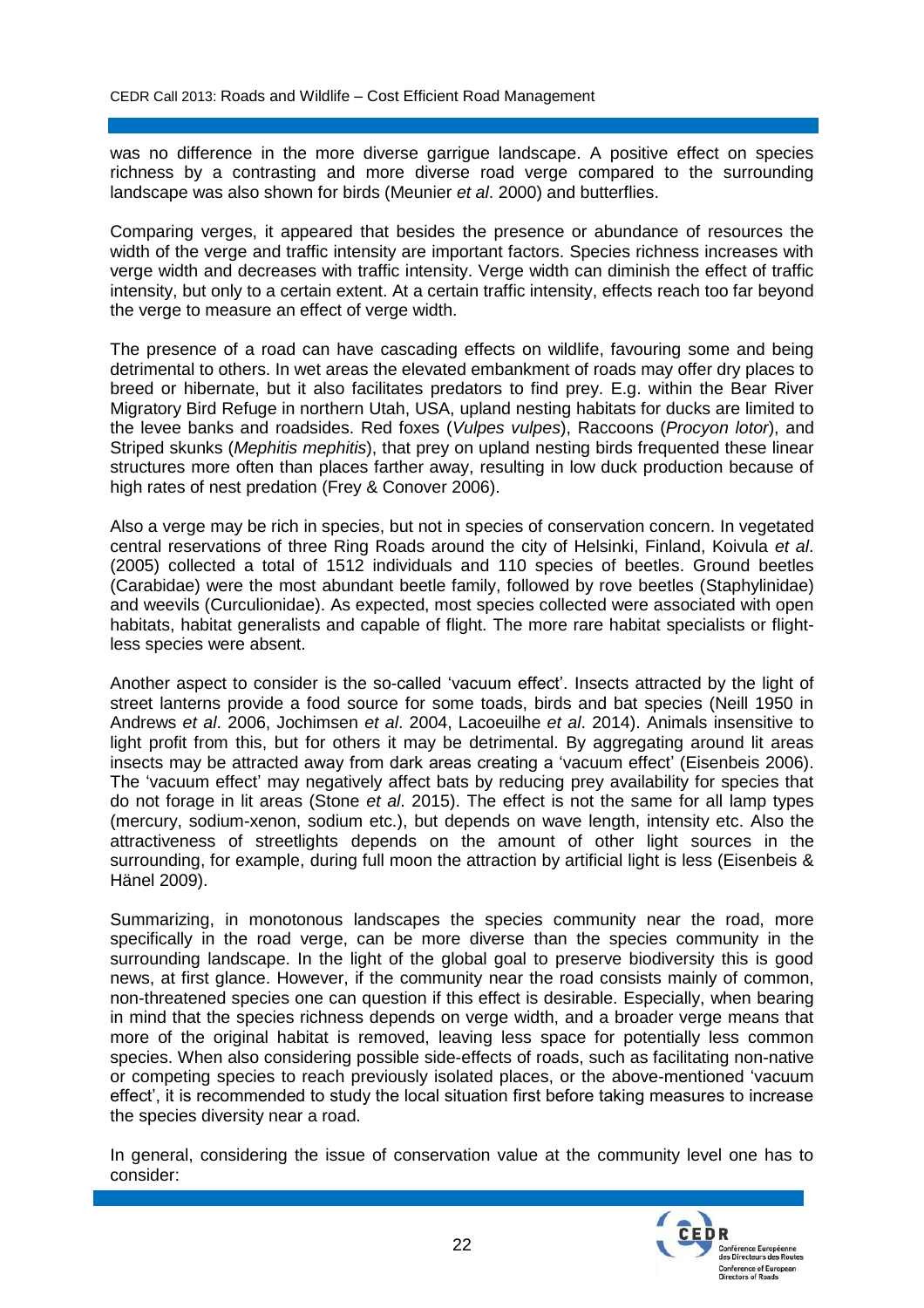was no difference in the more diverse garrigue landscape. A positive effect on species richness by a contrasting and more diverse road verge compared to the surrounding landscape was also shown for birds (Meunier *et al*. 2000) and butterflies.

Comparing verges, it appeared that besides the presence or abundance of resources the width of the verge and traffic intensity are important factors. Species richness increases with verge width and decreases with traffic intensity. Verge width can diminish the effect of traffic intensity, but only to a certain extent. At a certain traffic intensity, effects reach too far beyond the verge to measure an effect of verge width.

The presence of a road can have cascading effects on wildlife, favouring some and being detrimental to others. In wet areas the elevated embankment of roads may offer dry places to breed or hibernate, but it also facilitates predators to find prey. E.g. within the Bear River Migratory Bird Refuge in northern Utah, USA, upland nesting habitats for ducks are limited to the levee banks and roadsides. Red foxes (*Vulpes vulpes*), Raccoons (*Procyon lotor*), and Striped skunks (*Mephitis mephitis*), that prey on upland nesting birds frequented these linear structures more often than places farther away, resulting in low duck production because of high rates of nest predation (Frey & Conover 2006).

Also a verge may be rich in species, but not in species of conservation concern. In vegetated central reservations of three Ring Roads around the city of Helsinki, Finland, Koivula *et al*. (2005) collected a total of 1512 individuals and 110 species of beetles. Ground beetles (Carabidae) were the most abundant beetle family, followed by rove beetles (Staphylinidae) and weevils (Curculionidae). As expected, most species collected were associated with open habitats, habitat generalists and capable of flight. The more rare habitat specialists or flight-less species were absent.

Another aspect to consider is the so-called 'vacuum effect'. Insects attracted by the light of street lanterns provide a food source for some toads, birds and bat species (Neill 1950 in Andrews *et al*. 2006, Jochimsen *et al*. 2004, Lacoeuilhe *et al*. 2014). Animals insensitive to light profit from this, but for others it may be detrimental. By aggregating around lit areas insects may be attracted away from dark areas creating a 'vacuum effect' (Eisenbeis 2006). The 'vacuum effect' may negatively affect bats by reducing prey availability for species that do not forage in lit areas (Stone *et al*. 2015). The effect is not the same for all lamp types (mercury, sodium-xenon, sodium etc.), but depends on wave length, intensity etc. Also the attractiveness of streetlights depends on the amount of other light sources in the surrounding, for example, during full moon the attraction by artificial light is less (Eisenbeis & Hänel 2009).

Summarizing, in monotonous landscapes the species community near the road, more specifically in the road verge, can be more diverse than the species community in the surrounding landscape. In the light of the global goal to preserve biodiversity this is good news, at first glance. However, if the community near the road consists mainly of common, non-threatened species one can question if this effect is desirable. Especially, when bearing in mind that the species richness depends on verge width, and a broader verge means that more of the original habitat is removed, leaving less space for potentially less common species. When also considering possible side-effects of roads, such as facilitating non-native or competing species to reach previously isolated places, or the above-mentioned 'vacuum effect', it is recommended to study the local situation first before taking measures to increase the species diversity near a road.

In general, considering the issue of conservation value at the community level one has to consider: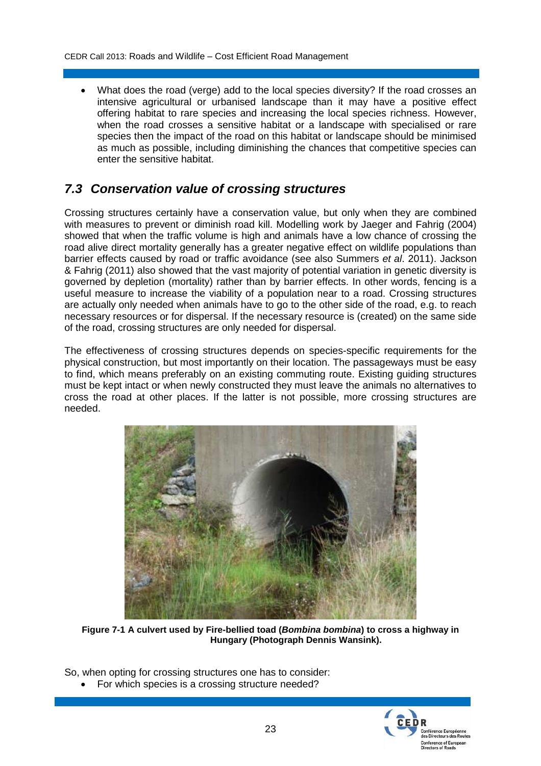- What does the road (verge) add to the local species diversity? If the road crosses an intensive agricultural or urbanised landscape than it may have a positive effect offering habitat to rare species and increasing the local species richness. However, when the road crosses a sensitive habitat or a landscape with specialised or rare species then the impact of the road on this habitat or landscape should be minimised as much as possible, including diminishing the chances that competitive species can enter the sensitive habitat.

## *7.3 Conservation value of crossing structures*

Crossing structures certainly have a conservation value, but only when they are combined with measures to prevent or diminish road kill. Modelling work by Jaeger and Fahrig (2004) showed that when the traffic volume is high and animals have a low chance of crossing the road alive direct mortality generally has a greater negative effect on wildlife populations than barrier effects caused by road or traffic avoidance (see also Summers *et al*. 2011). Jackson & Fahrig (2011) also showed that the vast majority of potential variation in genetic diversity is governed by depletion (mortality) rather than by barrier effects. In other words, fencing is a useful measure to increase the viability of a population near to a road. Crossing structures are actually only needed when animals have to go to the other side of the road, e.g. to reach necessary resources or for dispersal. If the necessary resource is (created) on the same side of the road, crossing structures are only needed for dispersal.

The effectiveness of crossing structures depends on species-specific requirements for the physical construction, but most importantly on their location. The passageways must be easy to find, which means preferably on an existing commuting route. Existing guiding structures must be kept intact or when newly constructed they must leave the animals no alternatives to cross the road at other places. If the latter is not possible, more crossing structures are needed.

**Figure 7-1 A culvert used by Fire-bellied toad (*Bombina bombina*) to cross a highway in Hungary (Photograph Dennis Wansink).**

So, when opting for crossing structures one has to consider:

- For which species is a crossing structure needed?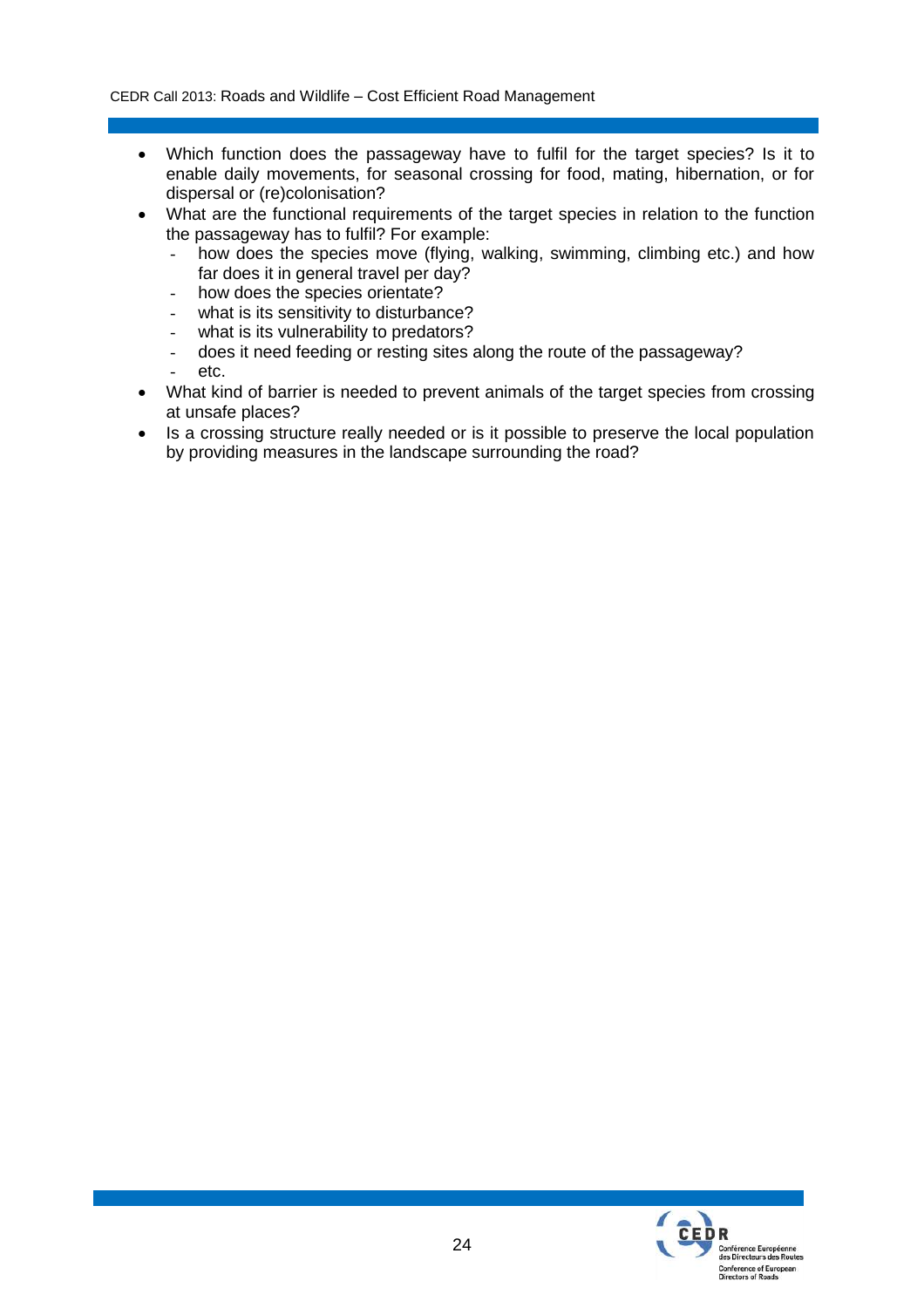- Which function does the passageway have to fulfil for the target species? Is it to enable daily movements, for seasonal crossing for food, mating, hibernation, or for dispersal or (re)colonisation?
- What are the functional requirements of the target species in relation to the function the passageway has to fulfil? For example:
  - how does the species move (flying, walking, swimming, climbing etc.) and how far does it in general travel per day?
  - how does the species orientate?
  - what is its sensitivity to disturbance?
  - what is its vulnerability to predators?
  - does it need feeding or resting sites along the route of the passageway?
  - etc.
- What kind of barrier is needed to prevent animals of the target species from crossing at unsafe places?
- Is a crossing structure really needed or is it possible to preserve the local population by providing measures in the landscape surrounding the road?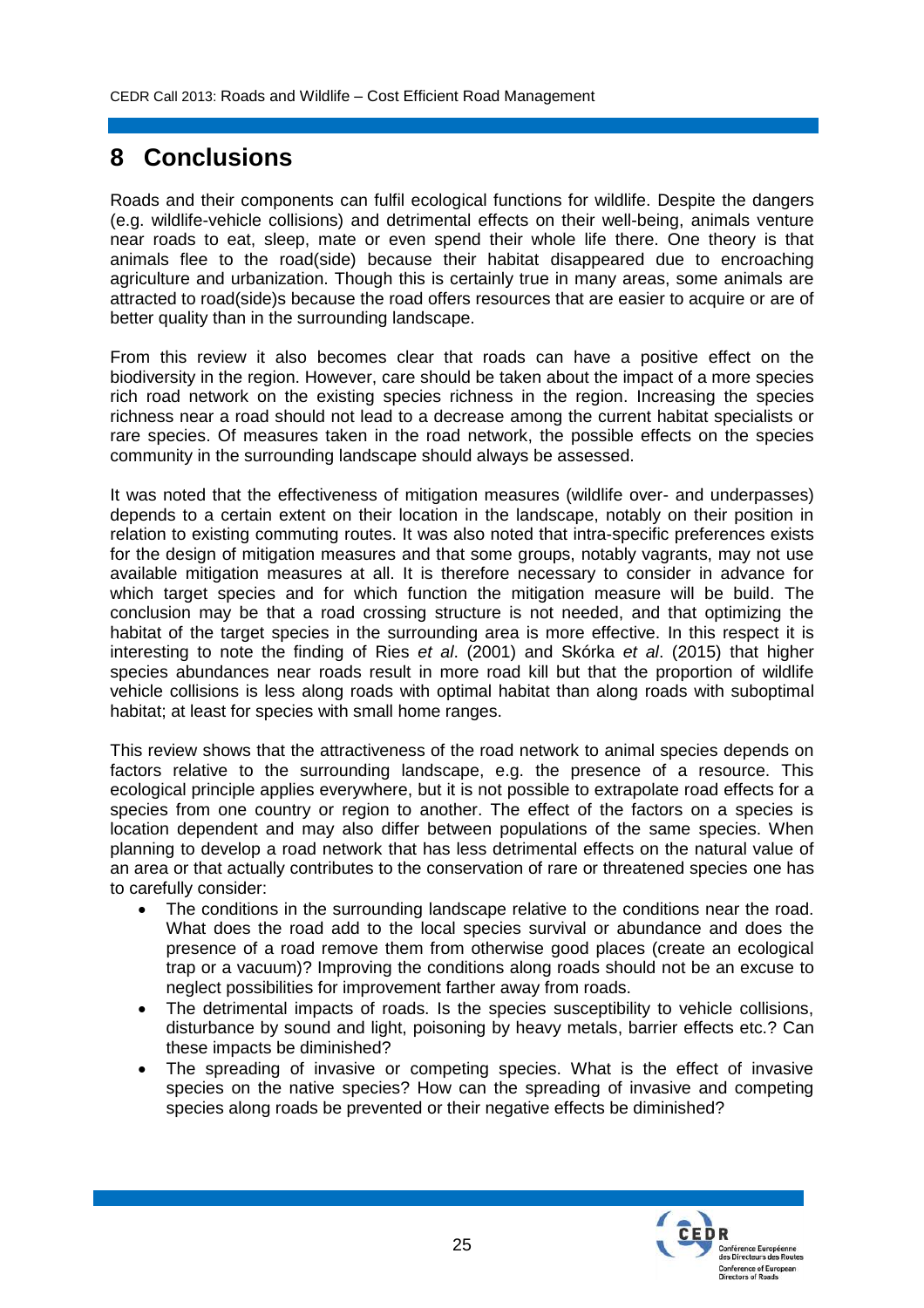# 8 Conclusions

Roads and their components can fulfil ecological functions for wildlife. Despite the dangers (e.g. wildlife-vehicle collisions) and detrimental effects on their well-being, animals venture near roads to eat, sleep, mate or even spend their whole life there. One theory is that animals flee to the road(side) because their habitat disappeared due to encroaching agriculture and urbanization. Though this is certainly true in many areas, some animals are attracted to road(side)s because the road offers resources that are easier to acquire or are of better quality than in the surrounding landscape.

From this review it also becomes clear that roads can have a positive effect on the biodiversity in the region. However, care should be taken about the impact of a more species rich road network on the existing species richness in the region. Increasing the species richness near a road should not lead to a decrease among the current habitat specialists or rare species. Of measures taken in the road network, the possible effects on the species community in the surrounding landscape should always be assessed.

It was noted that the effectiveness of mitigation measures (wildlife over- and underpasses) depends to a certain extent on their location in the landscape, notably on their position in relation to existing commuting routes. It was also noted that intra-specific preferences exists for the design of mitigation measures and that some groups, notably vagrants, may not use available mitigation measures at all. It is therefore necessary to consider in advance for which target species and for which function the mitigation measure will be build. The conclusion may be that a road crossing structure is not needed, and that optimizing the habitat of the target species in the surrounding area is more effective. In this respect it is interesting to note the finding of Ries *et al*. (2001) and Skórka *et al*. (2015) that higher species abundances near roads result in more road kill but that the proportion of wildlife vehicle collisions is less along roads with optimal habitat than along roads with suboptimal habitat; at least for species with small home ranges.

This review shows that the attractiveness of the road network to animal species depends on factors relative to the surrounding landscape, e.g. the presence of a resource. This ecological principle applies everywhere, but it is not possible to extrapolate road effects for a species from one country or region to another. The effect of the factors on a species is location dependent and may also differ between populations of the same species. When planning to develop a road network that has less detrimental effects on the natural value of an area or that actually contributes to the conservation of rare or threatened species one has to carefully consider:

- The conditions in the surrounding landscape relative to the conditions near the road. What does the road add to the local species survival or abundance and does the presence of a road remove them from otherwise good places (create an ecological trap or a vacuum)? Improving the conditions along roads should not be an excuse to neglect possibilities for improvement farther away from roads.
- The detrimental impacts of roads. Is the species susceptibility to vehicle collisions, disturbance by sound and light, poisoning by heavy metals, barrier effects etc.? Can these impacts be diminished?
- The spreading of invasive or competing species. What is the effect of invasive species on the native species? How can the spreading of invasive and competing species along roads be prevented or their negative effects be diminished?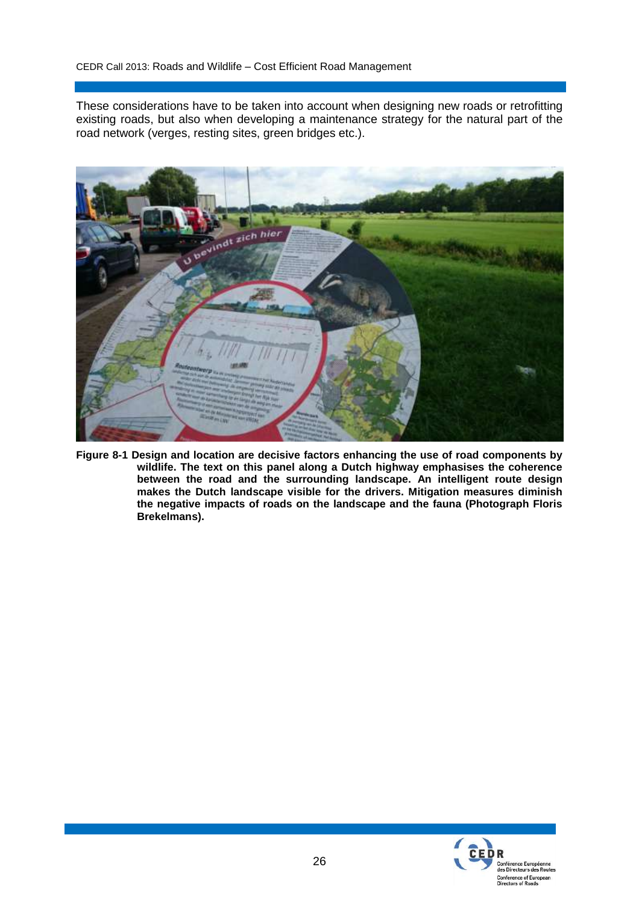These considerations have to be taken into account when designing new roads or retrofitting existing roads, but also when developing a maintenance strategy for the natural part of the road network (verges, resting sites, green bridges etc.).

**Figure 8-1 Design and location are decisive factors enhancing the use of road components by wildlife. The text on this panel along a Dutch highway emphasises the coherence between the road and the surrounding landscape. An intelligent route design makes the Dutch landscape visible for the drivers. Mitigation measures diminish the negative impacts of roads on the landscape and the fauna (Photograph Floris Brekelmans).**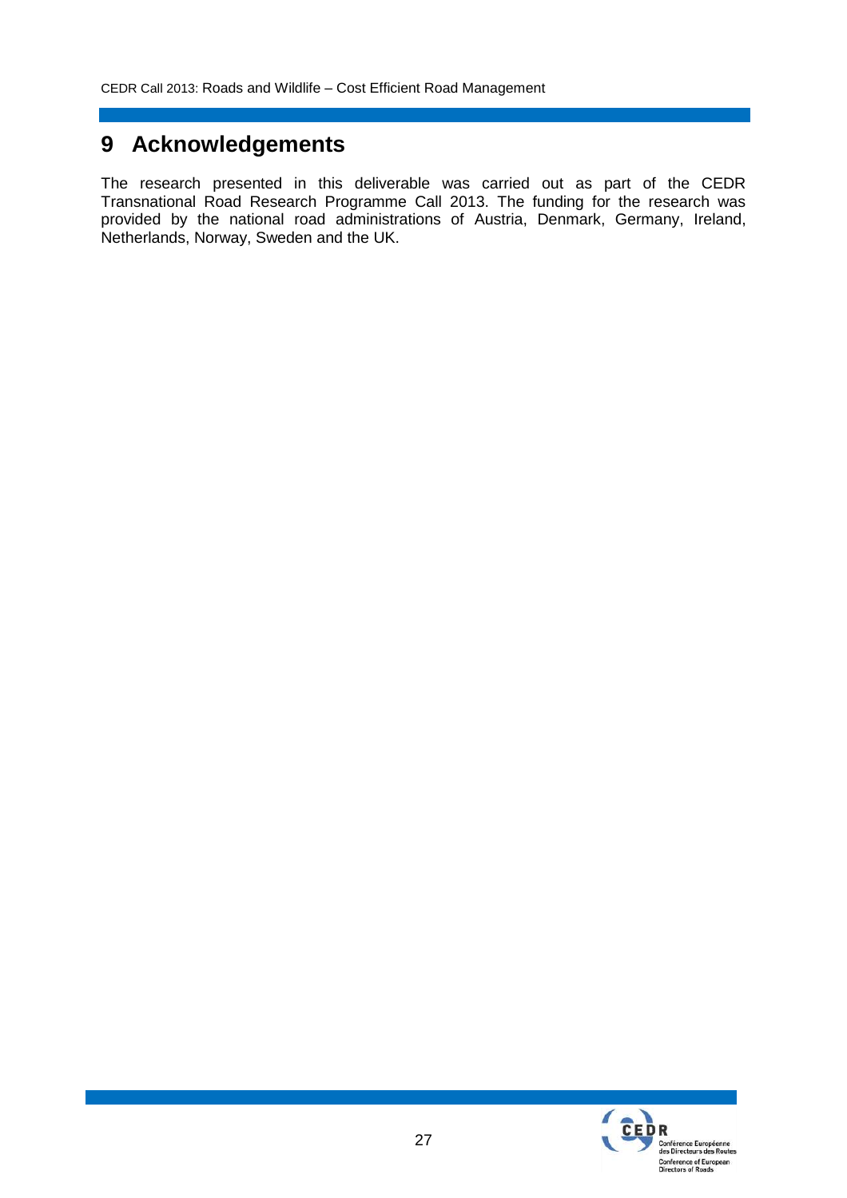# 9 Acknowledgements

The research presented in this deliverable was carried out as part of the CEDR Transnational Road Research Programme Call 2013. The funding for the research was provided by the national road administrations of Austria, Denmark, Germany, Ireland, Netherlands, Norway, Sweden and the UK.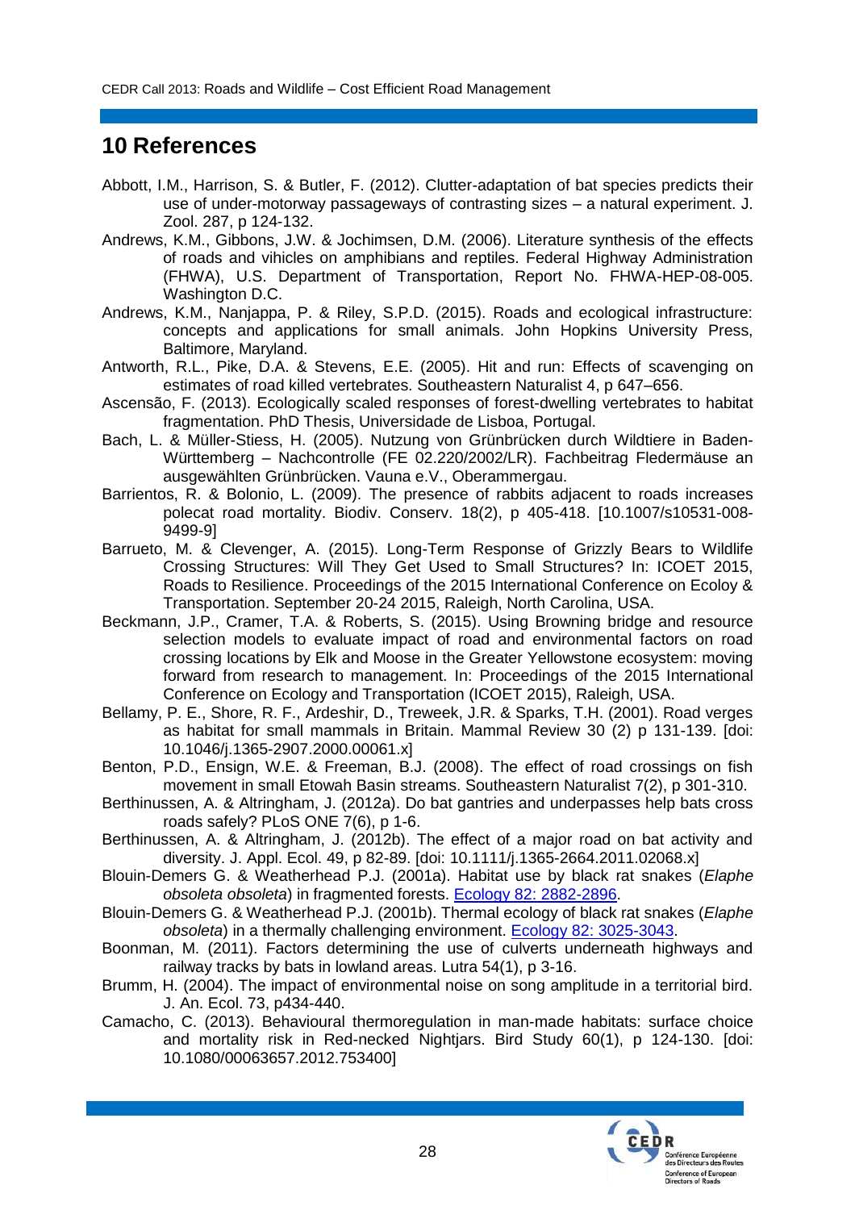# 10 References

Abbott, I.M., Harrison, S. & Butler, F. (2012). Clutter-adaptation of bat species predicts their use of under-motorway passageways of contrasting sizes – a natural experiment. J. Zool. 287, p 124-132.

Andrews, K.M., Gibbons, J.W. & Jochimsen, D.M. (2006). Literature synthesis of the effects of roads and vihicles on amphibians and reptiles. Federal Highway Administration (FHWA), U.S. Department of Transportation, Report No. FHWA-HEP-08-005. Washington D.C.

Andrews, K.M., Nanjappa, P. & Riley, S.P.D. (2015). Roads and ecological infrastructure: concepts and applications for small animals. John Hopkins University Press, Baltimore, Maryland.

Antworth, R.L., Pike, D.A. & Stevens, E.E. (2005). Hit and run: Effects of scavenging on estimates of road killed vertebrates. Southeastern Naturalist 4, p 647–656.

Ascensão, F. (2013). Ecologically scaled responses of forest-dwelling vertebrates to habitat fragmentation. PhD Thesis, Universidade de Lisboa, Portugal.

Bach, L. & Müller-Stiess, H. (2005). Nutzung von Grünbrücken durch Wildtiere in Baden-Württemberg – Nachcontrolle (FE 02.220/2002/LR). Fachbeitrag Fledermäuse an ausgewählten Grünbrücken. Vauna e.V., Oberammergau.

Barrientos, R. & Bolonio, L. (2009). The presence of rabbits adjacent to roads increases polecat road mortality. Biodiv. Conserv. 18(2), p 405-418. [10.1007/s10531-008-9499-9]

Barrueto, M. & Clevenger, A. (2015). Long-Term Response of Grizzly Bears to Wildlife Crossing Structures: Will They Get Used to Small Structures? In: ICOET 2015, Roads to Resilience. Proceedings of the 2015 International Conference on Ecoloy & Transportation. September 20-24 2015, Raleigh, North Carolina, USA.

Beckmann, J.P., Cramer, T.A. & Roberts, S. (2015). Using Browning bridge and resource selection models to evaluate impact of road and environmental factors on road crossing locations by Elk and Moose in the Greater Yellowstone ecosystem: moving forward from research to management. In: Proceedings of the 2015 International Conference on Ecology and Transportation (ICOET 2015), Raleigh, USA.

Bellamy, P. E., Shore, R. F., Ardeshir, D., Treweek, J.R. & Sparks, T.H. (2001). Road verges as habitat for small mammals in Britain. Mammal Review 30 (2) p 131-139. [doi: 10.1046/j.1365-2907.2000.00061.x]

Benton, P.D., Ensign, W.E. & Freeman, B.J. (2008). The effect of road crossings on fish movement in small Etowah Basin streams. Southeastern Naturalist 7(2), p 301-310.

Berthinussen, A. & Altringham, J. (2012a). Do bat gantries and underpasses help bats cross roads safely? PLoS ONE 7(6), p 1-6.

Berthinussen, A. & Altringham, J. (2012b). The effect of a major road on bat activity and diversity. J. Appl. Ecol. 49, p 82-89. [doi: 10.1111/j.1365-2664.2011.02068.x]

Blouin-Demers G. & Weatherhead P.J. (2001a). Habitat use by black rat snakes (*Elaphe obsoleta obsoleta*) in fragmented forests. Ecology 82: 2882-2896.

Blouin-Demers G. & Weatherhead P.J. (2001b). Thermal ecology of black rat snakes (*Elaphe obsoleta*) in a thermally challenging environment. Ecology 82: 3025-3043.

Boonman, M. (2011). Factors determining the use of culverts underneath highways and railway tracks by bats in lowland areas. Lutra 54(1), p 3-16.

Brumm, H. (2004). The impact of environmental noise on song amplitude in a territorial bird. J. An. Ecol. 73, p434-440.

Camacho, C. (2013). Behavioural thermoregulation in man-made habitats: surface choice and mortality risk in Red-necked Nightjars. Bird Study 60(1), p 124-130. [doi: 10.1080/00063657.2012.753400]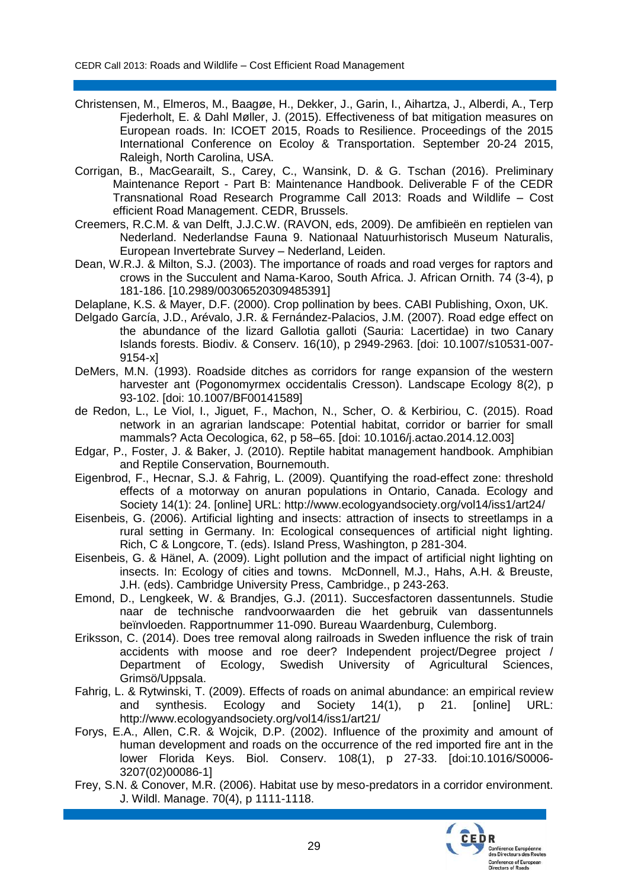Christensen, M., Elmeros, M., Baagøe, H., Dekker, J., Garin, I., Aihartza, J., Alberdi, A., Terp Fjederholt, E. & Dahl Møller, J. (2015). Effectiveness of bat mitigation measures on European roads. In: ICOET 2015, Roads to Resilience. Proceedings of the 2015 International Conference on Ecoloy & Transportation. September 20-24 2015, Raleigh, North Carolina, USA.

Corrigan, B., MacGearailt, S., Carey, C., Wansink, D. & G. Tschan (2016). Preliminary Maintenance Report - Part B: Maintenance Handbook. Deliverable F of the CEDR Transnational Road Research Programme Call 2013: Roads and Wildlife – Cost efficient Road Management. CEDR, Brussels.

Creemers, R.C.M. & van Delft, J.J.C.W. (RAVON, eds, 2009). De amfibieën en reptielen van Nederland. Nederlandse Fauna 9. Nationaal Natuurhistorisch Museum Naturalis, European Invertebrate Survey – Nederland, Leiden.

Dean, W.R.J. & Milton, S.J. (2003). The importance of roads and road verges for raptors and crows in the Succulent and Nama-Karoo, South Africa. J. African Ornith. 74 (3-4), p 181-186. [10.2989/00306520309485391]

Delaplane, K.S. & Mayer, D.F. (2000). Crop pollination by bees. CABI Publishing, Oxon, UK.

Delgado García, J.D., Arévalo, J.R. & Fernández-Palacios, J.M. (2007). Road edge effect on the abundance of the lizard Gallotia galloti (Sauria: Lacertidae) in two Canary Islands forests. Biodiv. & Conserv. 16(10), p 2949-2963. [doi: 10.1007/s10531-007-9154-x]

DeMers, M.N. (1993). Roadside ditches as corridors for range expansion of the western harvester ant (Pogonomyrmex occidentalis Cresson). Landscape Ecology 8(2), p 93-102. [doi: 10.1007/BF00141589]

de Redon, L., Le Viol, I., Jiguet, F., Machon, N., Scher, O. & Kerbiriou, C. (2015). Road network in an agrarian landscape: Potential habitat, corridor or barrier for small mammals? Acta Oecologica, 62, p 58–65. [doi: 10.1016/j.actao.2014.12.003]

Edgar, P., Foster, J. & Baker, J. (2010). Reptile habitat management handbook. Amphibian and Reptile Conservation, Bournemouth.

Eigenbrod, F., Hecnar, S.J. & Fahrig, L. (2009). Quantifying the road-effect zone: threshold effects of a motorway on anuran populations in Ontario, Canada. Ecology and Society 14(1): 24. [online] URL: http://www.ecologyandsociety.org/vol14/iss1/art24/

Eisenbeis, G. (2006). Artificial lighting and insects: attraction of insects to streetlamps in a rural setting in Germany. In: Ecological consequences of artificial night lighting. Rich, C & Longcore, T. (eds). Island Press, Washington, p 281-304.

Eisenbeis, G. & Hänel, A. (2009). Light pollution and the impact of artificial night lighting on insects. In: Ecology of cities and towns. McDonnell, M.J., Hahs, A.H. & Breuste, J.H. (eds). Cambridge University Press, Cambridge., p 243-263.

Emond, D., Lengkeek, W. & Brandjes, G.J. (2011). Succesfactoren dassentunnels. Studie naar de technische randvoorwaarden die het gebruik van dassentunnels beïnvloeden. Rapportnummer 11-090. Bureau Waardenburg, Culemborg.

Eriksson, C. (2014). Does tree removal along railroads in Sweden influence the risk of train accidents with moose and roe deer? Independent project/Degree project / Department of Ecology, Swedish University of Agricultural Sciences, Grimsö/Uppsala.

Fahrig, L. & Rytwinski, T. (2009). Effects of roads on animal abundance: an empirical review and synthesis. Ecology and Society 14(1), p 21. [online] URL: http://www.ecologyandsociety.org/vol14/iss1/art21/

Forys, E.A., Allen, C.R. & Wojcik, D.P. (2002). Influence of the proximity and amount of human development and roads on the occurrence of the red imported fire ant in the lower Florida Keys. Biol. Conserv. 108(1), p 27-33. [doi:10.1016/S0006-3207(02)00086-1]

Frey, S.N. & Conover, M.R. (2006). Habitat use by meso-predators in a corridor environment. J. Wildl. Manage. 70(4), p 1111-1118.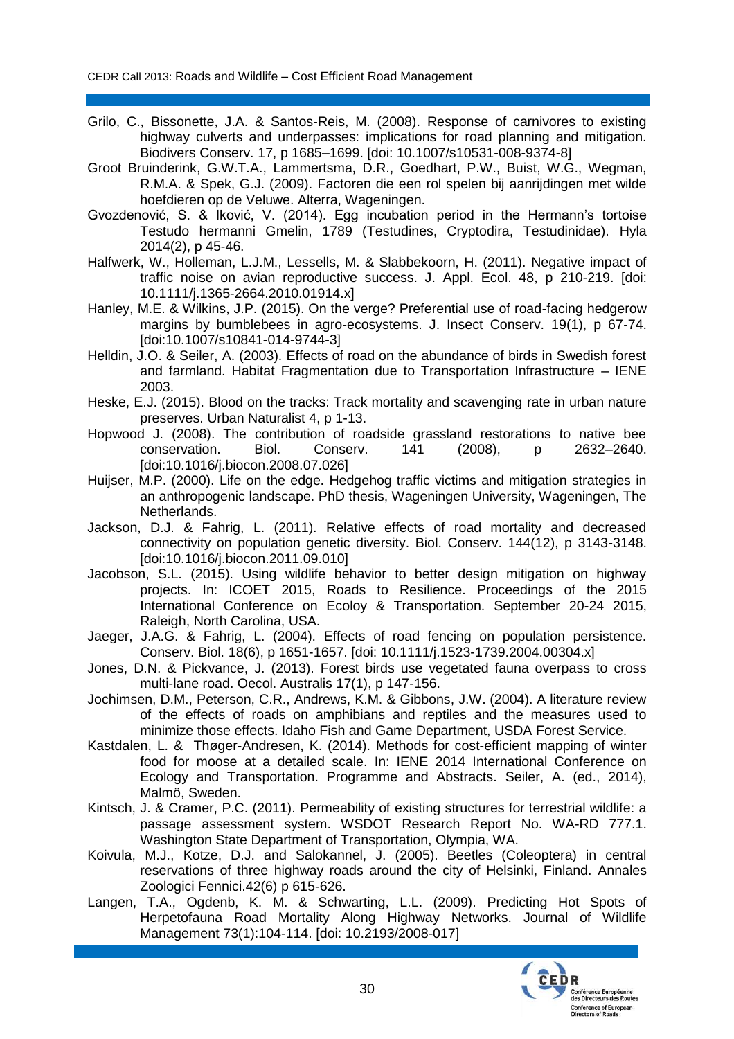Grilo, C., Bissonette, J.A. & Santos-Reis, M. (2008). Response of carnivores to existing highway culverts and underpasses: implications for road planning and mitigation. Biodivers Conserv. 17, p 1685–1699. [doi: 10.1007/s10531-008-9374-8]

Groot Bruinderink, G.W.T.A., Lammertsma, D.R., Goedhart, P.W., Buist, W.G., Wegman, R.M.A. & Spek, G.J. (2009). Factoren die een rol spelen bij aanrijdingen met wilde hoefdieren op de Veluwe. Alterra, Wageningen.

Gvozdenović, S. & Iković, V. (2014). Egg incubation period in the Hermann's tortoise Testudo hermanni Gmelin, 1789 (Testudines, Cryptodira, Testudinidae). Hyla 2014(2), p 45-46.

Halfwerk, W., Holleman, L.J.M., Lessells, M. & Slabbekoorn, H. (2011). Negative impact of traffic noise on avian reproductive success. J. Appl. Ecol. 48, p 210-219. [doi: 10.1111/j.1365-2664.2010.01914.x]

Hanley, M.E. & Wilkins, J.P. (2015). On the verge? Preferential use of road-facing hedgerow margins by bumblebees in agro-ecosystems. J. Insect Conserv. 19(1), p 67-74. [doi:10.1007/s10841-014-9744-3]

Helldin, J.O. & Seiler, A. (2003). Effects of road on the abundance of birds in Swedish forest and farmland. Habitat Fragmentation due to Transportation Infrastructure – IENE 2003.

Heske, E.J. (2015). Blood on the tracks: Track mortality and scavenging rate in urban nature preserves. Urban Naturalist 4, p 1-13.

Hopwood J. (2008). The contribution of roadside grassland restorations to native bee conservation. Biol. Conserv. 141 (2008), p 2632–2640. [doi:10.1016/j.biocon.2008.07.026]

Huijser, M.P. (2000). Life on the edge. Hedgehog traffic victims and mitigation strategies in an anthropogenic landscape. PhD thesis, Wageningen University, Wageningen, The Netherlands.

Jackson, D.J. & Fahrig, L. (2011). Relative effects of road mortality and decreased connectivity on population genetic diversity. Biol. Conserv. 144(12), p 3143-3148. [doi:10.1016/j.biocon.2011.09.010]

Jacobson, S.L. (2015). Using wildlife behavior to better design mitigation on highway projects. In: ICOET 2015, Roads to Resilience. Proceedings of the 2015 International Conference on Ecoloy & Transportation. September 20-24 2015, Raleigh, North Carolina, USA.

Jaeger, J.A.G. & Fahrig, L. (2004). Effects of road fencing on population persistence. Conserv. Biol. 18(6), p 1651-1657. [doi: 10.1111/j.1523-1739.2004.00304.x]

Jones, D.N. & Pickvance, J. (2013). Forest birds use vegetated fauna overpass to cross multi-lane road. Oecol. Australis 17(1), p 147-156.

Jochimsen, D.M., Peterson, C.R., Andrews, K.M. & Gibbons, J.W. (2004). A literature review of the effects of roads on amphibians and reptiles and the measures used to minimize those effects. Idaho Fish and Game Department, USDA Forest Service.

Kastdalen, L. & Thøger-Andresen, K. (2014). Methods for cost-efficient mapping of winter food for moose at a detailed scale. In: IENE 2014 International Conference on Ecology and Transportation. Programme and Abstracts. Seiler, A. (ed., 2014), Malmö, Sweden.

Kintsch, J. & Cramer, P.C. (2011). Permeability of existing structures for terrestrial wildlife: a passage assessment system. WSDOT Research Report No. WA-RD 777.1. Washington State Department of Transportation, Olympia, WA.

Koivula, M.J., Kotze, D.J. and Salokannel, J. (2005). Beetles (Coleoptera) in central reservations of three highway roads around the city of Helsinki, Finland. Annales Zoologici Fennici.42(6) p 615-626.

Langen, T.A., Ogdenb, K. M. & Schwarting, L.L. (2009). Predicting Hot Spots of Herpetofauna Road Mortality Along Highway Networks. Journal of Wildlife Management 73(1):104-114. [doi: 10.2193/2008-017]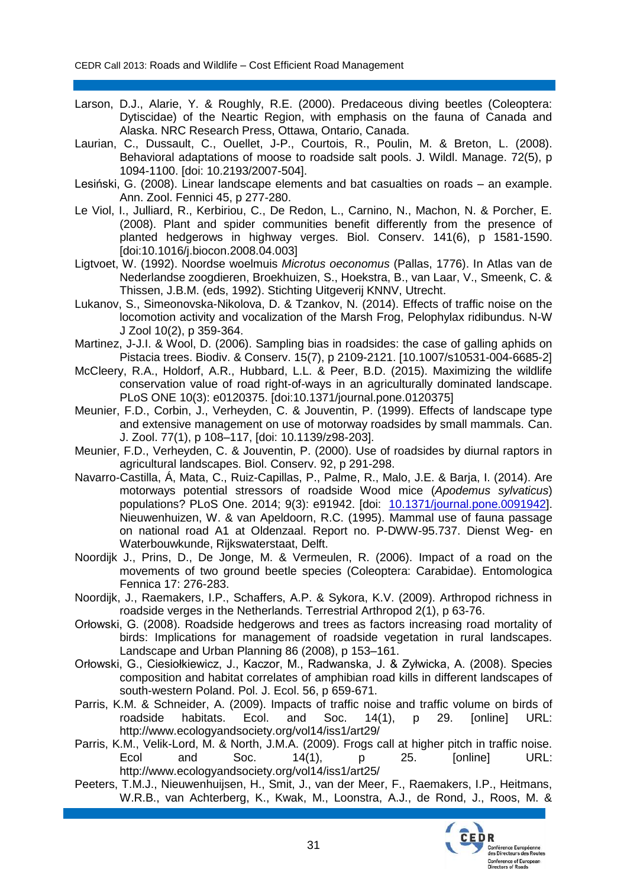Larson, D.J., Alarie, Y. & Roughly, R.E. (2000). Predaceous diving beetles (Coleoptera: Dytiscidae) of the Neartic Region, with emphasis on the fauna of Canada and Alaska. NRC Research Press, Ottawa, Ontario, Canada.

Laurian, C., Dussault, C., Ouellet, J-P., Courtois, R., Poulin, M. & Breton, L. (2008). Behavioral adaptations of moose to roadside salt pools. J. Wildl. Manage. 72(5), p 1094-1100. [doi: 10.2193/2007-504].

Lesiński, G. (2008). Linear landscape elements and bat casualties on roads – an example. Ann. Zool. Fennici 45, p 277-280.

Le Viol, I., Julliard, R., Kerbiriou, C., De Redon, L., Carnino, N., Machon, N. & Porcher, E. (2008). Plant and spider communities benefit differently from the presence of planted hedgerows in highway verges. Biol. Conserv. 141(6), p 1581-1590. [doi:10.1016/j.biocon.2008.04.003]

Ligtvoet, W. (1992). Noordse woelmuis *Microtus oeconomus* (Pallas, 1776). In Atlas van de Nederlandse zoogdieren, Broekhuizen, S., Hoekstra, B., van Laar, V., Smeenk, C. & Thissen, J.B.M. (eds, 1992). Stichting Uitgeverij KNNV, Utrecht.

Lukanov, S., Simeonovska-Nikolova, D. & Tzankov, N. (2014). Effects of traffic noise on the locomotion activity and vocalization of the Marsh Frog, Pelophylax ridibundus. N-W J Zool 10(2), p 359-364.

Martinez, J-J.I. & Wool, D. (2006). Sampling bias in roadsides: the case of galling aphids on Pistacia trees. Biodiv. & Conserv. 15(7), p 2109-2121. [10.1007/s10531-004-6685-2]

McCleery, R.A., Holdorf, A.R., Hubbard, L.L. & Peer, B.D. (2015). Maximizing the wildlife conservation value of road right-of-ways in an agriculturally dominated landscape. PLoS ONE 10(3): e0120375. [doi:10.1371/journal.pone.0120375]

Meunier, F.D., Corbin, J., Verheyden, C. & Jouventin, P. (1999). Effects of landscape type and extensive management on use of motorway roadsides by small mammals. Can. J. Zool. 77(1), p 108–117, [doi: 10.1139/z98-203].

Meunier, F.D., Verheyden, C. & Jouventin, P. (2000). Use of roadsides by diurnal raptors in agricultural landscapes. Biol. Conserv. 92, p 291-298.

Navarro-Castilla, Á, Mata, C., Ruiz-Capillas, P., Palme, R., Malo, J.E. & Barja, I. (2014). Are motorways potential stressors of roadside Wood mice (*Apodemus sylvaticus*) populations? PLoS One. 2014; 9(3): e91942. [doi: 10.1371/journal.pone.0091942]. Nieuwenhuizen, W. & van Apeldoorn, R.C. (1995). Mammal use of fauna passage on national road A1 at Oldenzaal. Report no. P-DWW-95.737. Dienst Weg- en Waterbouwkunde, Rijkswaterstaat, Delft.

Noordijk J., Prins, D., De Jonge, M. & Vermeulen, R. (2006). Impact of a road on the movements of two ground beetle species (Coleoptera: Carabidae). Entomologica Fennica 17: 276-283.

Noordijk, J., Raemakers, I.P., Schaffers, A.P. & Sykora, K.V. (2009). Arthropod richness in roadside verges in the Netherlands. Terrestrial Arthropod 2(1), p 63-76.

Orłowski, G. (2008). Roadside hedgerows and trees as factors increasing road mortality of birds: Implications for management of roadside vegetation in rural landscapes. Landscape and Urban Planning 86 (2008), p 153–161.

Orłowski, G., Ciesiołkiewicz, J., Kaczor, M., Radwanska, J. & Zyłwicka, A. (2008). Species composition and habitat correlates of amphibian road kills in different landscapes of south-western Poland. Pol. J. Ecol. 56, p 659-671.

Parris, K.M. & Schneider, A. (2009). Impacts of traffic noise and traffic volume on birds of roadside habitats. Ecol. and Soc. 14(1), p 29. [online] URL: http://www.ecologyandsociety.org/vol14/iss1/art29/

Parris, K.M., Velik-Lord, M. & North, J.M.A. (2009). Frogs call at higher pitch in traffic noise. Ecol and Soc. 14(1), p 25. [online] URL: http://www.ecologyandsociety.org/vol14/iss1/art25/

Peeters, T.M.J., Nieuwenhuijsen, H., Smit, J., van der Meer, F., Raemakers, I.P., Heitmans, W.R.B., van Achterberg, K., Kwak, M., Loonstra, A.J., de Rond, J., Roos, M. &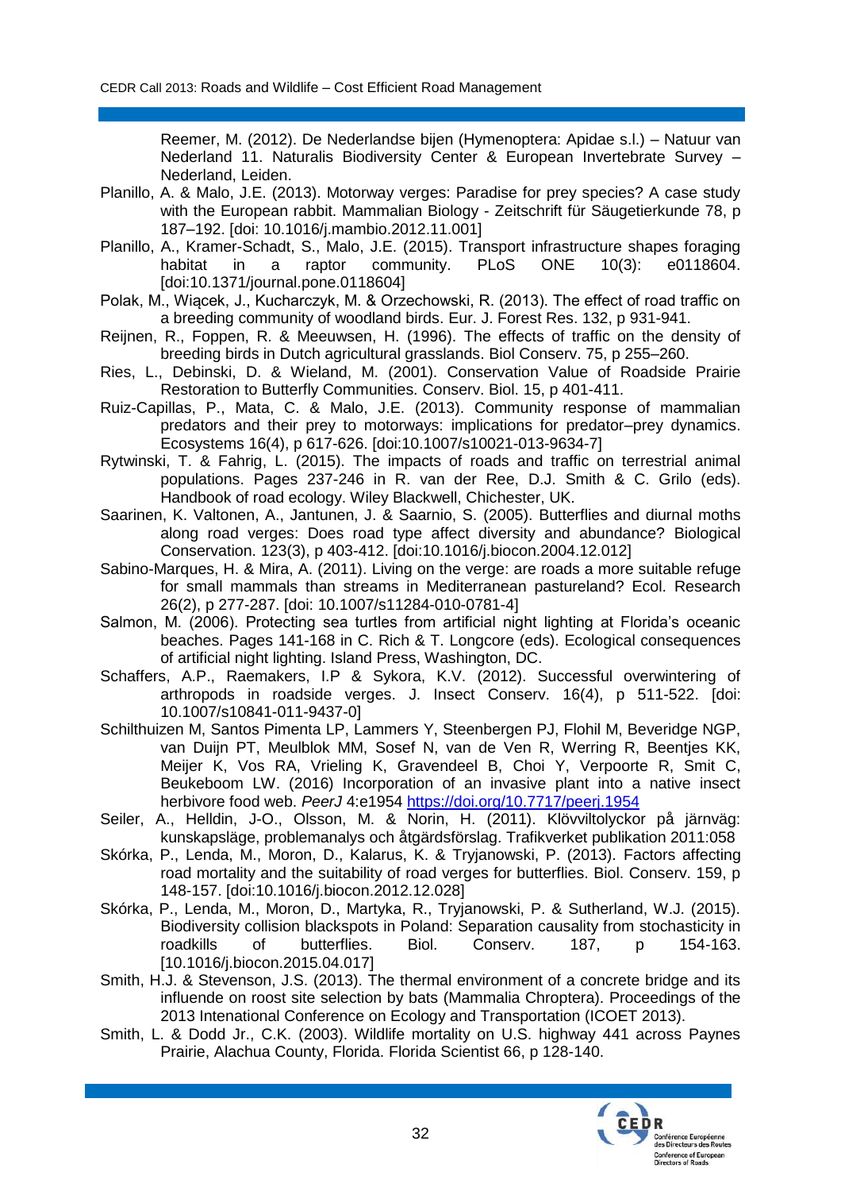Reemer, M. (2012). De Nederlandse bijen (Hymenoptera: Apidae s.l.) – Natuur van Nederland 11. Naturalis Biodiversity Center & European Invertebrate Survey – Nederland, Leiden.

Planillo, A. & Malo, J.E. (2013). Motorway verges: Paradise for prey species? A case study with the European rabbit. Mammalian Biology - Zeitschrift für Säugetierkunde 78, p 187–192. [doi: 10.1016/j.mambio.2012.11.001]

Planillo, A., Kramer-Schadt, S., Malo, J.E. (2015). Transport infrastructure shapes foraging habitat in a raptor community. PLoS ONE 10(3): e0118604. [doi:10.1371/journal.pone.0118604]

Polak, M., Wiącek, J., Kucharczyk, M. & Orzechowski, R. (2013). The effect of road traffic on a breeding community of woodland birds. Eur. J. Forest Res. 132, p 931-941.

Reijnen, R., Foppen, R. & Meeuwsen, H. (1996). The effects of traffic on the density of breeding birds in Dutch agricultural grasslands. Biol Conserv. 75, p 255–260.

Ries, L., Debinski, D. & Wieland, M. (2001). Conservation Value of Roadside Prairie Restoration to Butterfly Communities. Conserv. Biol. 15, p 401-411.

Ruiz-Capillas, P., Mata, C. & Malo, J.E. (2013). Community response of mammalian predators and their prey to motorways: implications for predator–prey dynamics. Ecosystems 16(4), p 617-626. [doi:10.1007/s10021-013-9634-7]

Rytwinski, T. & Fahrig, L. (2015). The impacts of roads and traffic on terrestrial animal populations. Pages 237-246 in R. van der Ree, D.J. Smith & C. Grilo (eds). Handbook of road ecology. Wiley Blackwell, Chichester, UK.

Saarinen, K. Valtonen, A., Jantunen, J. & Saarnio, S. (2005). Butterflies and diurnal moths along road verges: Does road type affect diversity and abundance? Biological Conservation. 123(3), p 403-412. [doi:10.1016/j.biocon.2004.12.012]

Sabino-Marques, H. & Mira, A. (2011). Living on the verge: are roads a more suitable refuge for small mammals than streams in Mediterranean pastureland? Ecol. Research 26(2), p 277-287. [doi: 10.1007/s11284-010-0781-4]

Salmon, M. (2006). Protecting sea turtles from artificial night lighting at Florida's oceanic beaches. Pages 141-168 in C. Rich & T. Longcore (eds). Ecological consequences of artificial night lighting. Island Press, Washington, DC.

Schaffers, A.P., Raemakers, I.P & Sykora, K.V. (2012). Successful overwintering of arthropods in roadside verges. J. Insect Conserv. 16(4), p 511-522. [doi: 10.1007/s10841-011-9437-0]

Schilthuizen M, Santos Pimenta LP, Lammers Y, Steenbergen PJ, Flohil M, Beveridge NGP, van Duijn PT, Meulblok MM, Sosef N, van de Ven R, Werring R, Beentjes KK, Meijer K, Vos RA, Vrieling K, Gravendeel B, Choi Y, Verpoorte R, Smit C, Beukeboom LW. (2016) Incorporation of an invasive plant into a native insect herbivore food web. *PeerJ* 4:e1954 https://doi.org/10.7717/peerj.1954

Seiler, A., Helldin, J-O., Olsson, M. & Norin, H. (2011). Klövviltolyckor på järnväg: kunskapsläge, problemanalys och åtgärdsförslag. Trafikverket publikation 2011:058

Skórka, P., Lenda, M., Moron, D., Kalarus, K. & Tryjanowski, P. (2013). Factors affecting road mortality and the suitability of road verges for butterflies. Biol. Conserv. 159, p 148-157. [doi:10.1016/j.biocon.2012.12.028]

Skórka, P., Lenda, M., Moron, D., Martyka, R., Tryjanowski, P. & Sutherland, W.J. (2015). Biodiversity collision blackspots in Poland: Separation causality from stochasticity in roadkills of butterflies. Biol. Conserv. 187, p 154-163. [10.1016/j.biocon.2015.04.017]

Smith, H.J. & Stevenson, J.S. (2013). The thermal environment of a concrete bridge and its influende on roost site selection by bats (Mammalia Chroptera). Proceedings of the 2013 Intenational Conference on Ecology and Transportation (ICOET 2013).

Smith, L. & Dodd Jr., C.K. (2003). Wildlife mortality on U.S. highway 441 across Paynes Prairie, Alachua County, Florida. Florida Scientist 66, p 128-140.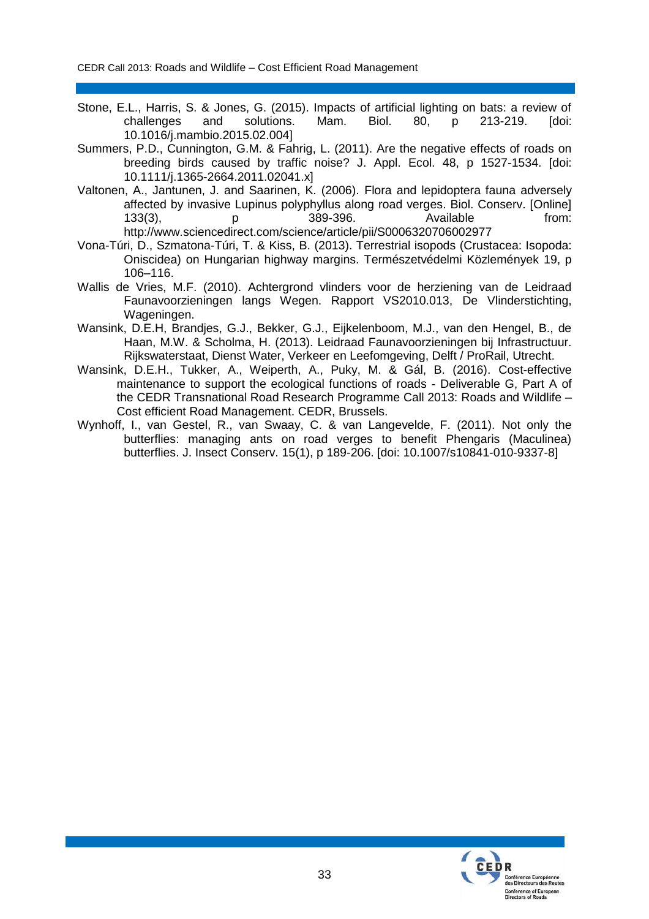Stone, E.L., Harris, S. & Jones, G. (2015). Impacts of artificial lighting on bats: a review of challenges and solutions. Mam. Biol. 80, p 213-219. [doi: 10.1016/j.mambio.2015.02.004]

Summers, P.D., Cunnington, G.M. & Fahrig, L. (2011). Are the negative effects of roads on breeding birds caused by traffic noise? J. Appl. Ecol. 48, p 1527-1534. [doi: 10.1111/j.1365-2664.2011.02041.x]

Valtonen, A., Jantunen, J. and Saarinen, K. (2006). Flora and lepidoptera fauna adversely affected by invasive Lupinus polyphyllus along road verges. Biol. Conserv. [Online] 133(3), p 389-396. Available from: http://www.sciencedirect.com/science/article/pii/S0006320706002977

Vona-Túri, D., Szmatona-Túri, T. & Kiss, B. (2013). Terrestrial isopods (Crustacea: Isopoda: Oniscidea) on Hungarian highway margins. Természetvédelmi Közlemények 19, p 106–116.

Wallis de Vries, M.F. (2010). Achtergrond vlinders voor de herziening van de Leidraad Faunavoorzieningen langs Wegen. Rapport VS2010.013, De Vlinderstichting, Wageningen.

Wansink, D.E.H, Brandjes, G.J., Bekker, G.J., Eijkelenboom, M.J., van den Hengel, B., de Haan, M.W. & Scholma, H. (2013). Leidraad Faunavoorzieningen bij Infrastructuur. Rijkswaterstaat, Dienst Water, Verkeer en Leefomgeving, Delft / ProRail, Utrecht.

Wansink, D.E.H., Tukker, A., Weiperth, A., Puky, M. & Gál, B. (2016). Cost-effective maintenance to support the ecological functions of roads - Deliverable G, Part A of the CEDR Transnational Road Research Programme Call 2013: Roads and Wildlife – Cost efficient Road Management. CEDR, Brussels.

Wynhoff, I., van Gestel, R., van Swaay, C. & van Langevelde, F. (2011). Not only the butterflies: managing ants on road verges to benefit Phengaris (Maculinea) butterflies. J. Insect Conserv. 15(1), p 189-206. [doi: 10.1007/s10841-010-9337-8]